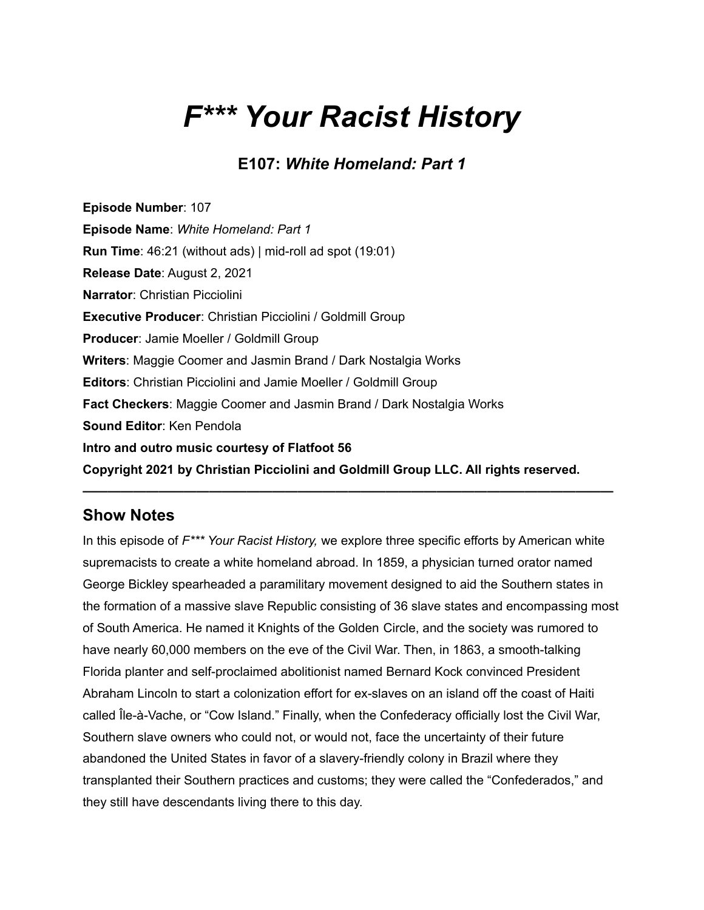# *F\*\*\* Your Racist History*

## E107: *White Homeland: Part 1*

**Episode Number**: 107
**Episode Name**: *White Homeland: Part 1*
**Run Time**: 46:21 (without ads) | mid-roll ad spot (19:01)
**Release Date**: August 2, 2021
**Narrator**: Christian Picciolini
**Executive Producer**: Christian Picciolini / Goldmill Group
**Producer**: Jamie Moeller / Goldmill Group
**Writers**: Maggie Coomer and Jasmin Brand / Dark Nostalgia Works
**Editors**: Christian Picciolini and Jamie Moeller / Goldmill Group
**Fact Checkers**: Maggie Coomer and Jasmin Brand / Dark Nostalgia Works
**Sound Editor**: Ken Pendola
**Intro and outro music courtesy of Flatfoot 56**
**Copyright 2021 by Christian Picciolini and Goldmill Group LLC. All rights reserved.**

---

## Show Notes

In this episode of *F\*\*\* Your Racist History,* we explore three specific efforts by American white supremacists to create a white homeland abroad. In 1859, a physician turned orator named George Bickley spearheaded a paramilitary movement designed to aid the Southern states in the formation of a massive slave Republic consisting of 36 slave states and encompassing most of South America. He named it Knights of the Golden Circle, and the society was rumored to have nearly 60,000 members on the eve of the Civil War. Then, in 1863, a smooth-talking Florida planter and self-proclaimed abolitionist named Bernard Kock convinced President Abraham Lincoln to start a colonization effort for ex-slaves on an island off the coast of Haiti called Île-à-Vache, or "Cow Island." Finally, when the Confederacy officially lost the Civil War, Southern slave owners who could not, or would not, face the uncertainty of their future abandoned the United States in favor of a slavery-friendly colony in Brazil where they transplanted their Southern practices and customs; they were called the "Confederados," and they still have descendants living there to this day.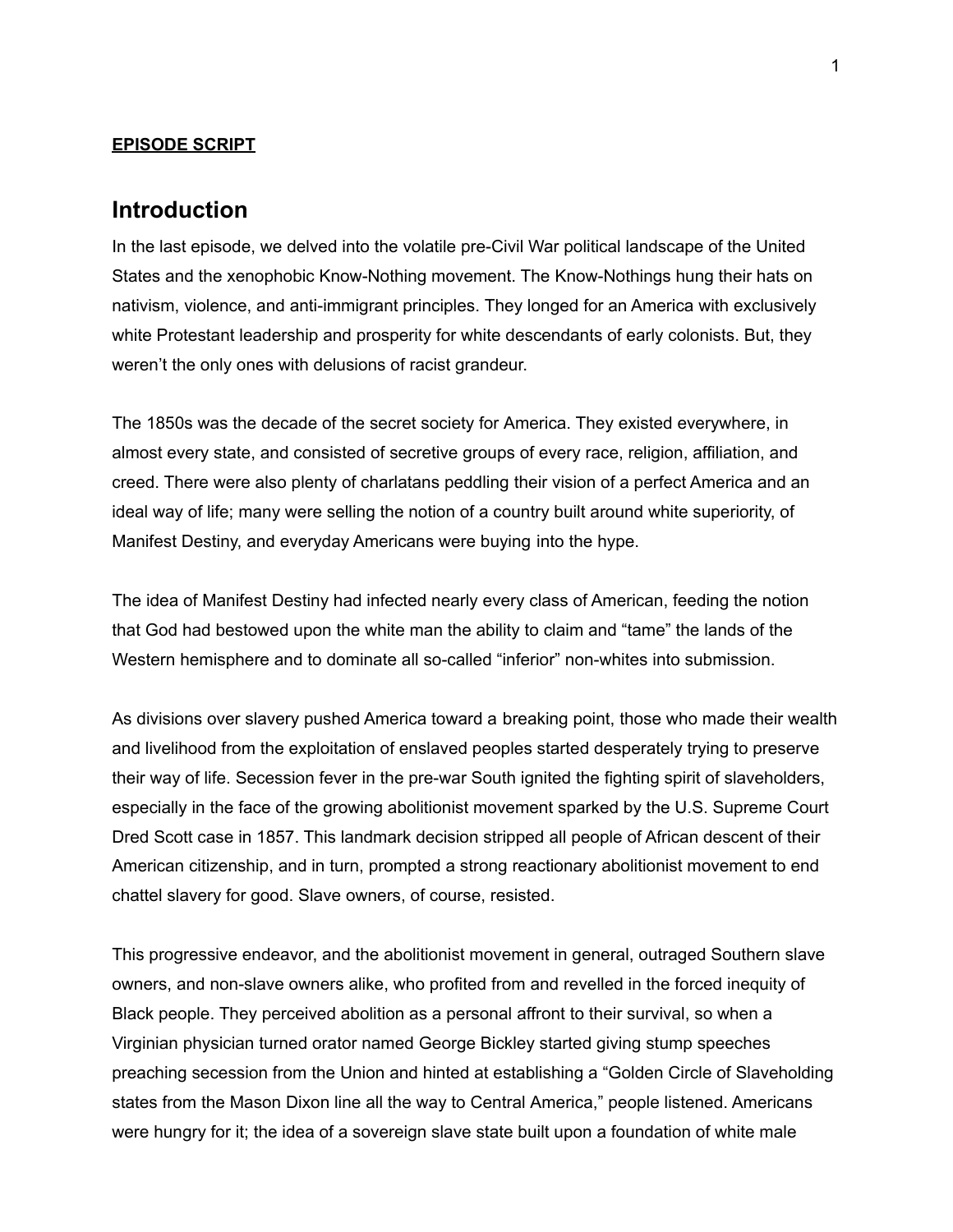**EPISODE SCRIPT**

## Introduction

In the last episode, we delved into the volatile pre-Civil War political landscape of the United States and the xenophobic Know-Nothing movement. The Know-Nothings hung their hats on nativism, violence, and anti-immigrant principles. They longed for an America with exclusively white Protestant leadership and prosperity for white descendants of early colonists. But, they weren't the only ones with delusions of racist grandeur.

The 1850s was the decade of the secret society for America. They existed everywhere, in almost every state, and consisted of secretive groups of every race, religion, affiliation, and creed. There were also plenty of charlatans peddling their vision of a perfect America and an ideal way of life; many were selling the notion of a country built around white superiority, of Manifest Destiny, and everyday Americans were buying into the hype.

The idea of Manifest Destiny had infected nearly every class of American, feeding the notion that God had bestowed upon the white man the ability to claim and "tame" the lands of the Western hemisphere and to dominate all so-called "inferior" non-whites into submission.

As divisions over slavery pushed America toward a breaking point, those who made their wealth and livelihood from the exploitation of enslaved peoples started desperately trying to preserve their way of life. Secession fever in the pre-war South ignited the fighting spirit of slaveholders, especially in the face of the growing abolitionist movement sparked by the U.S. Supreme Court Dred Scott case in 1857. This landmark decision stripped all people of African descent of their American citizenship, and in turn, prompted a strong reactionary abolitionist movement to end chattel slavery for good. Slave owners, of course, resisted.

This progressive endeavor, and the abolitionist movement in general, outraged Southern slave owners, and non-slave owners alike, who profited from and revelled in the forced inequity of Black people. They perceived abolition as a personal affront to their survival, so when a Virginian physician turned orator named George Bickley started giving stump speeches preaching secession from the Union and hinted at establishing a "Golden Circle of Slaveholding states from the Mason Dixon line all the way to Central America," people listened. Americans were hungry for it; the idea of a sovereign slave state built upon a foundation of white male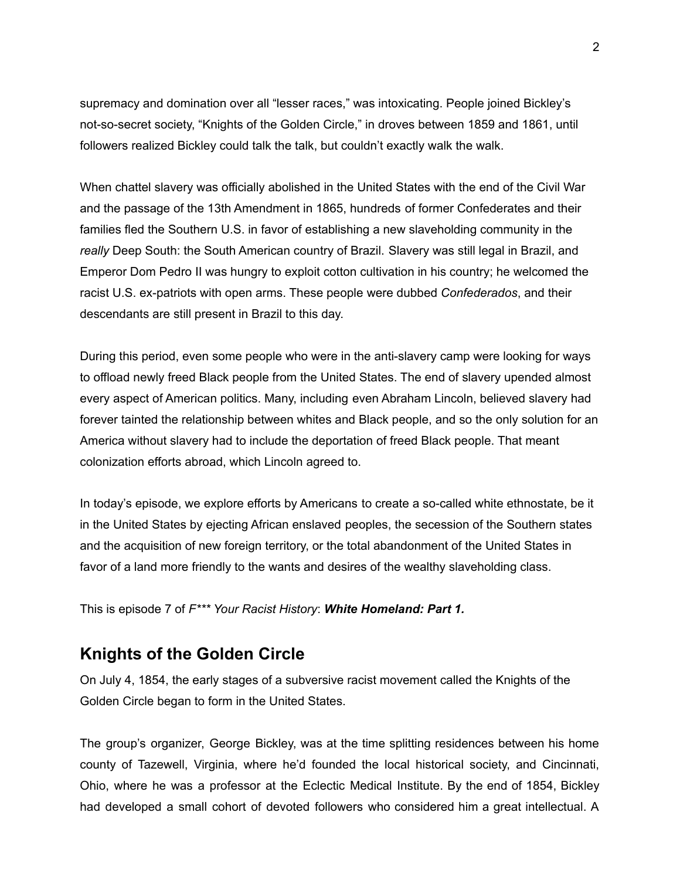supremacy and domination over all “lesser races,” was intoxicating. People joined Bickley’s not-so-secret society, “Knights of the Golden Circle,” in droves between 1859 and 1861, until followers realized Bickley could talk the talk, but couldn’t exactly walk the walk.

When chattel slavery was officially abolished in the United States with the end of the Civil War and the passage of the 13th Amendment in 1865, hundreds of former Confederates and their families fled the Southern U.S. in favor of establishing a new slaveholding community in the *really* Deep South: the South American country of Brazil. Slavery was still legal in Brazil, and Emperor Dom Pedro II was hungry to exploit cotton cultivation in his country; he welcomed the racist U.S. ex-patriots with open arms. These people were dubbed *Confederados*, and their descendants are still present in Brazil to this day.

During this period, even some people who were in the anti-slavery camp were looking for ways to offload newly freed Black people from the United States. The end of slavery upended almost every aspect of American politics. Many, including even Abraham Lincoln, believed slavery had forever tainted the relationship between whites and Black people, and so the only solution for an America without slavery had to include the deportation of freed Black people. That meant colonization efforts abroad, which Lincoln agreed to.

In today’s episode, we explore efforts by Americans to create a so-called white ethnostate, be it in the United States by ejecting African enslaved peoples, the secession of the Southern states and the acquisition of new foreign territory, or the total abandonment of the United States in favor of a land more friendly to the wants and desires of the wealthy slaveholding class.

This is episode 7 of *F*** Your Racist History*: ***White Homeland: Part 1.***

## Knights of the Golden Circle

On July 4, 1854, the early stages of a subversive racist movement called the Knights of the Golden Circle began to form in the United States.

The group’s organizer, George Bickley, was at the time splitting residences between his home county of Tazewell, Virginia, where he’d founded the local historical society, and Cincinnati, Ohio, where he was a professor at the Eclectic Medical Institute. By the end of 1854, Bickley had developed a small cohort of devoted followers who considered him a great intellectual. A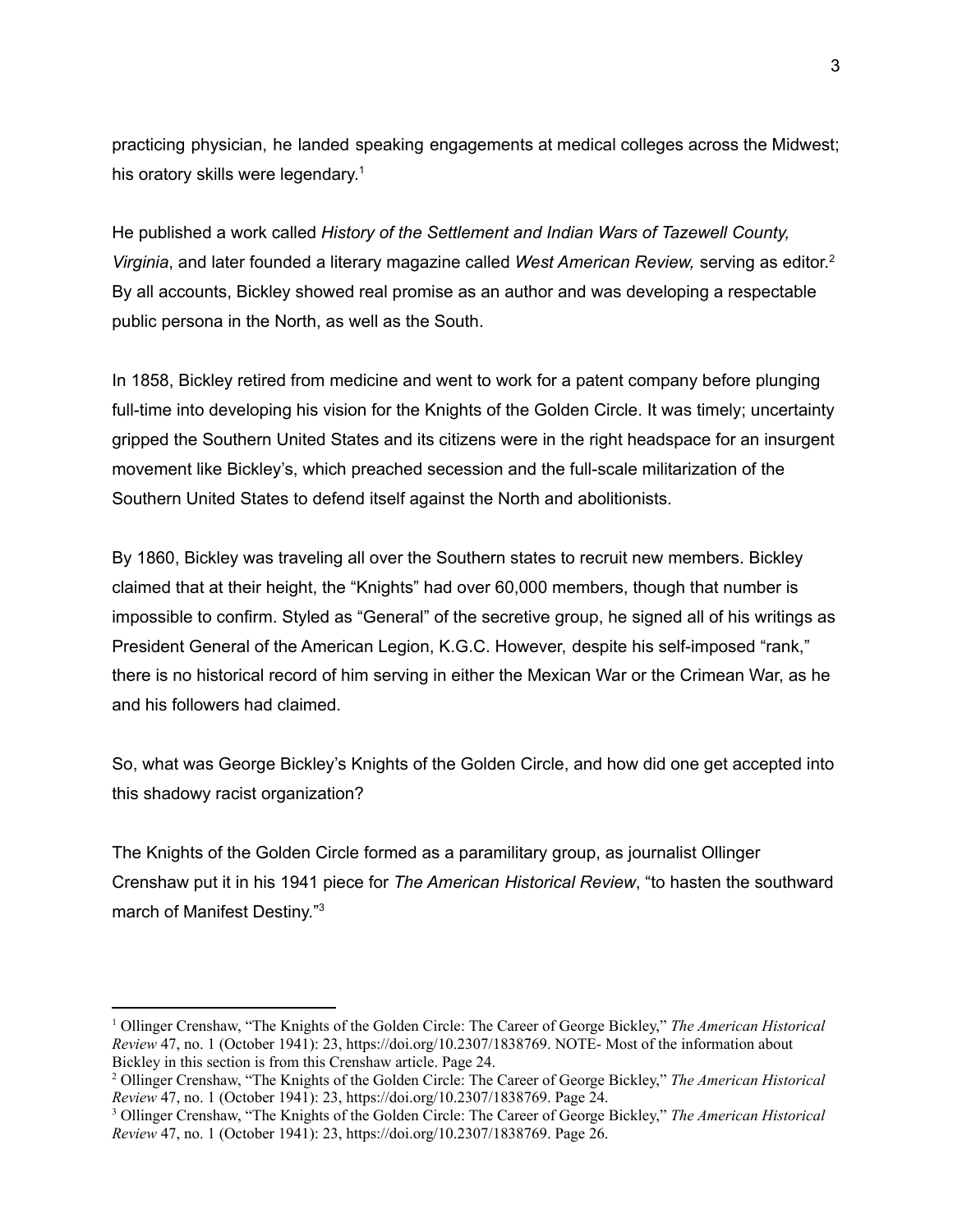practicing physician, he landed speaking engagements at medical colleges across the Midwest; his oratory skills were legendary.[1]

He published a work called *History of the Settlement and Indian Wars of Tazewell County, Virginia*, and later founded a literary magazine called *West American Review,* serving as editor.[2] By all accounts, Bickley showed real promise as an author and was developing a respectable public persona in the North, as well as the South.

In 1858, Bickley retired from medicine and went to work for a patent company before plunging full-time into developing his vision for the Knights of the Golden Circle. It was timely; uncertainty gripped the Southern United States and its citizens were in the right headspace for an insurgent movement like Bickley's, which preached secession and the full-scale militarization of the Southern United States to defend itself against the North and abolitionists.

By 1860, Bickley was traveling all over the Southern states to recruit new members. Bickley claimed that at their height, the "Knights" had over 60,000 members, though that number is impossible to confirm. Styled as "General" of the secretive group, he signed all of his writings as President General of the American Legion, K.G.C. However, despite his self-imposed "rank," there is no historical record of him serving in either the Mexican War or the Crimean War, as he and his followers had claimed.

So, what was George Bickley's Knights of the Golden Circle, and how did one get accepted into this shadowy racist organization?

The Knights of the Golden Circle formed as a paramilitary group, as journalist Ollinger Crenshaw put it in his 1941 piece for *The American Historical Review*, "to hasten the southward march of Manifest Destiny."[3]

---

[1] Ollinger Crenshaw, "The Knights of the Golden Circle: The Career of George Bickley," *The American Historical Review* 47, no. 1 (October 1941): 23, https://doi.org/10.2307/1838769. NOTE- Most of the information about Bickley in this section is from this Crenshaw article. Page 24.

[2] Ollinger Crenshaw, "The Knights of the Golden Circle: The Career of George Bickley," *The American Historical Review* 47, no. 1 (October 1941): 23, https://doi.org/10.2307/1838769. Page 24.

[3] Ollinger Crenshaw, "The Knights of the Golden Circle: The Career of George Bickley," *The American Historical Review* 47, no. 1 (October 1941): 23, https://doi.org/10.2307/1838769. Page 26.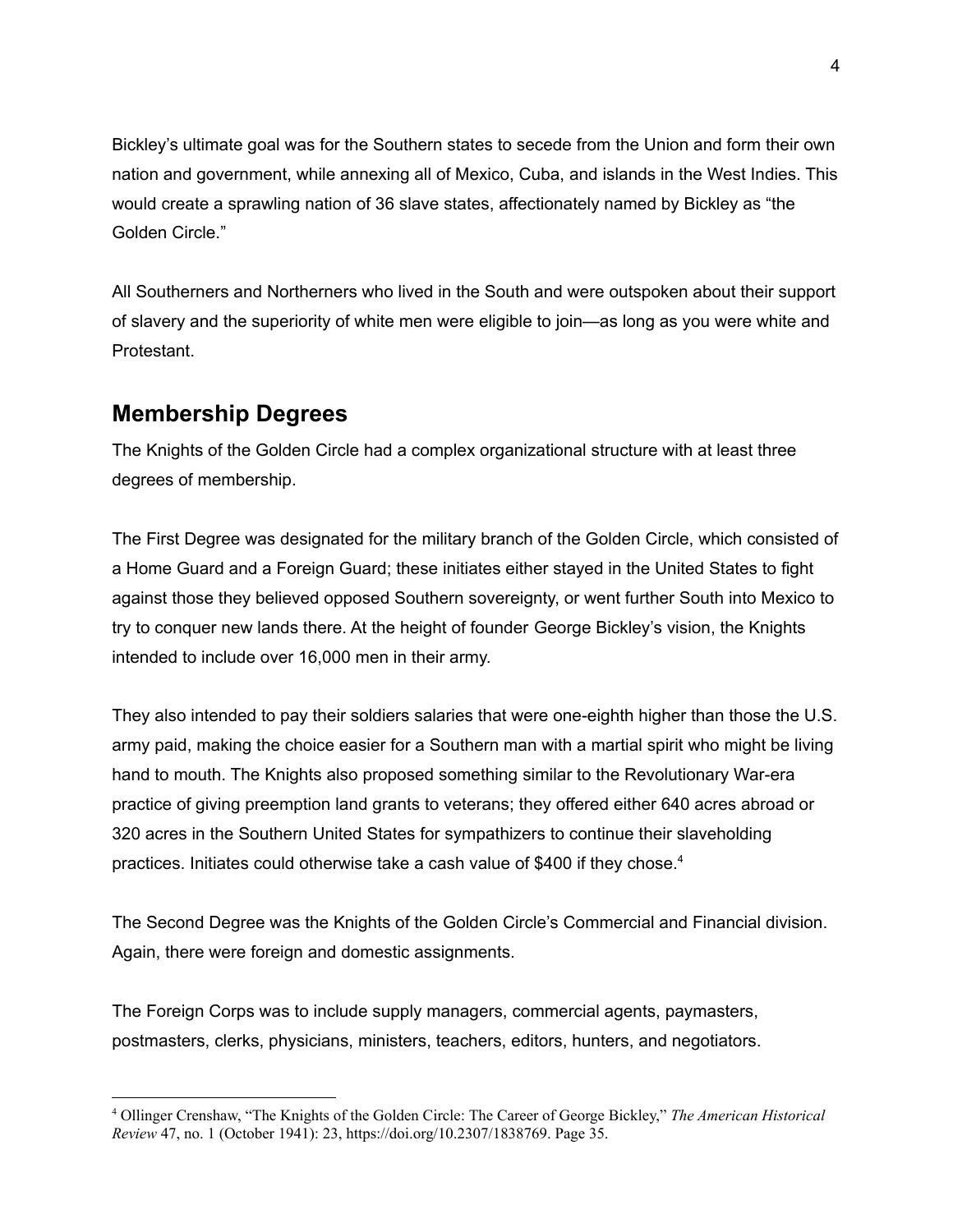Bickley's ultimate goal was for the Southern states to secede from the Union and form their own nation and government, while annexing all of Mexico, Cuba, and islands in the West Indies. This would create a sprawling nation of 36 slave states, affectionately named by Bickley as "the Golden Circle."

All Southerners and Northerners who lived in the South and were outspoken about their support of slavery and the superiority of white men were eligible to join—as long as you were white and Protestant.

## Membership Degrees

The Knights of the Golden Circle had a complex organizational structure with at least three degrees of membership.

The First Degree was designated for the military branch of the Golden Circle, which consisted of a Home Guard and a Foreign Guard; these initiates either stayed in the United States to fight against those they believed opposed Southern sovereignty, or went further South into Mexico to try to conquer new lands there. At the height of founder George Bickley's vision, the Knights intended to include over 16,000 men in their army.

They also intended to pay their soldiers salaries that were one-eighth higher than those the U.S. army paid, making the choice easier for a Southern man with a martial spirit who might be living hand to mouth. The Knights also proposed something similar to the Revolutionary War-era practice of giving preemption land grants to veterans; they offered either 640 acres abroad or 320 acres in the Southern United States for sympathizers to continue their slaveholding practices. Initiates could otherwise take a cash value of $400 if they chose.[4]

The Second Degree was the Knights of the Golden Circle's Commercial and Financial division. Again, there were foreign and domestic assignments.

The Foreign Corps was to include supply managers, commercial agents, paymasters, postmasters, clerks, physicians, ministers, teachers, editors, hunters, and negotiators.

---

[4] Ollinger Crenshaw, "The Knights of the Golden Circle: The Career of George Bickley," *The American Historical Review* 47, no. 1 (October 1941): 23, https://doi.org/10.2307/1838769. Page 35.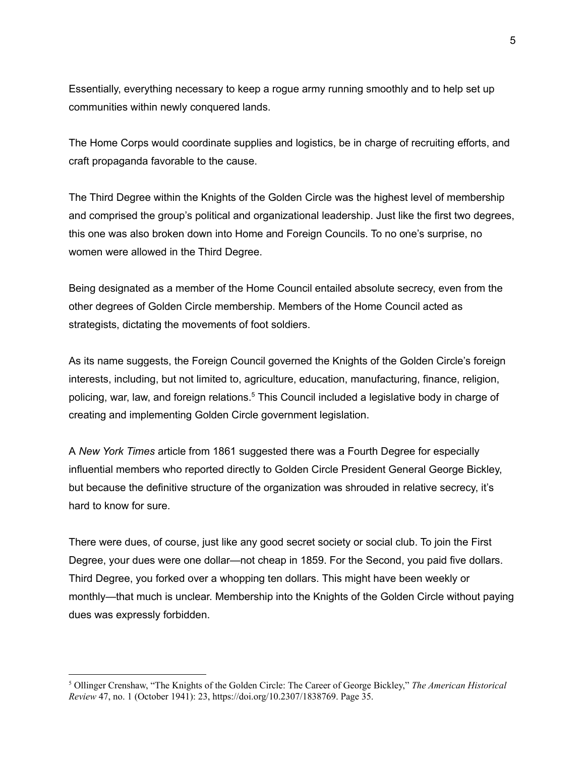Essentially, everything necessary to keep a rogue army running smoothly and to help set up communities within newly conquered lands.

The Home Corps would coordinate supplies and logistics, be in charge of recruiting efforts, and craft propaganda favorable to the cause.

The Third Degree within the Knights of the Golden Circle was the highest level of membership and comprised the group's political and organizational leadership. Just like the first two degrees, this one was also broken down into Home and Foreign Councils. To no one's surprise, no women were allowed in the Third Degree.

Being designated as a member of the Home Council entailed absolute secrecy, even from the other degrees of Golden Circle membership. Members of the Home Council acted as strategists, dictating the movements of foot soldiers.

As its name suggests, the Foreign Council governed the Knights of the Golden Circle's foreign interests, including, but not limited to, agriculture, education, manufacturing, finance, religion, policing, war, law, and foreign relations.[5] This Council included a legislative body in charge of creating and implementing Golden Circle government legislation.

A *New York Times* article from 1861 suggested there was a Fourth Degree for especially influential members who reported directly to Golden Circle President General George Bickley, but because the definitive structure of the organization was shrouded in relative secrecy, it's hard to know for sure.

There were dues, of course, just like any good secret society or social club. To join the First Degree, your dues were one dollar—not cheap in 1859. For the Second, you paid five dollars. Third Degree, you forked over a whopping ten dollars. This might have been weekly or monthly—that much is unclear. Membership into the Knights of the Golden Circle without paying dues was expressly forbidden.

---

[5] Ollinger Crenshaw, "The Knights of the Golden Circle: The Career of George Bickley," *The American Historical Review* 47, no. 1 (October 1941): 23, https://doi.org/10.2307/1838769. Page 35.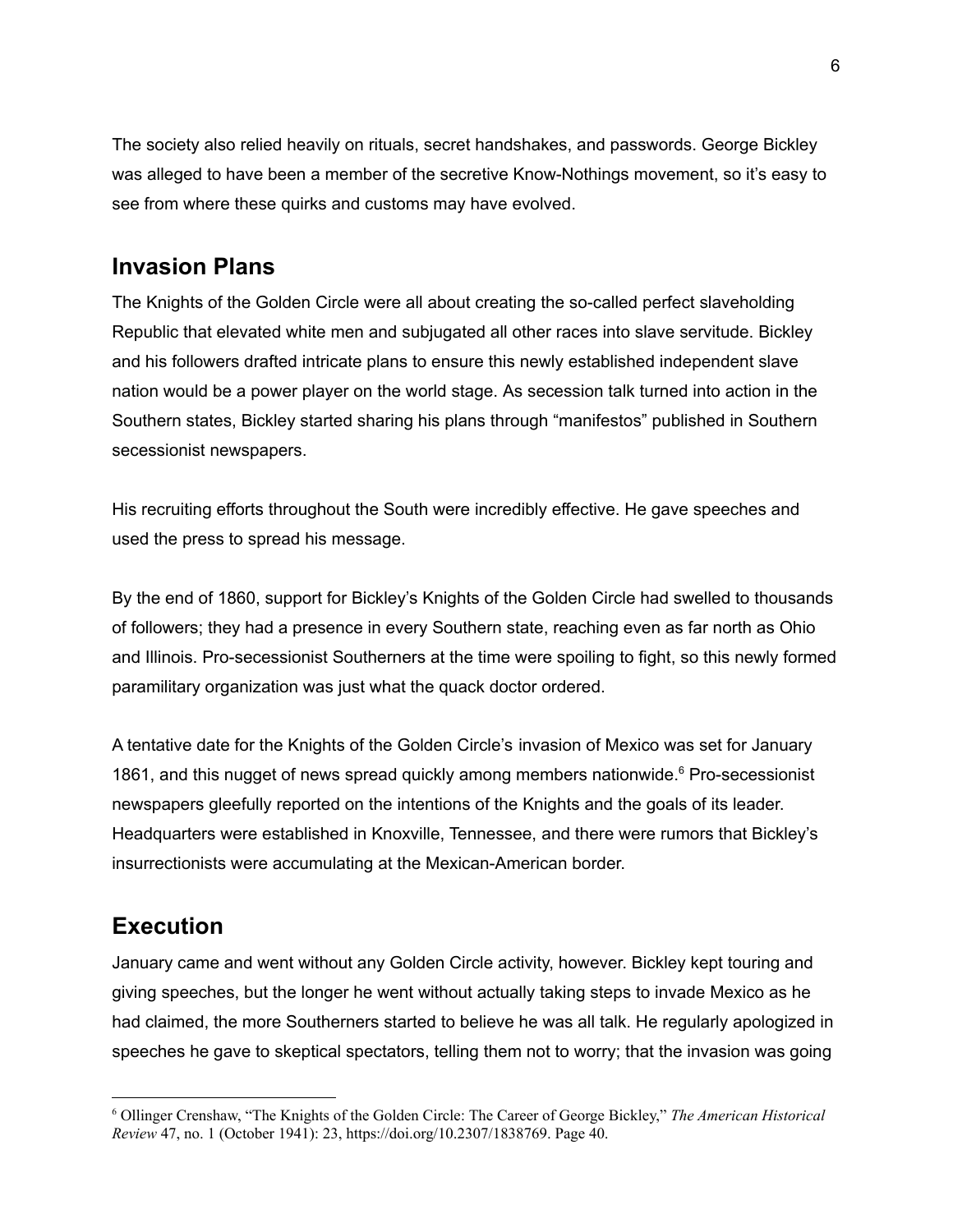The society also relied heavily on rituals, secret handshakes, and passwords. George Bickley was alleged to have been a member of the secretive Know-Nothings movement, so it's easy to see from where these quirks and customs may have evolved.

## Invasion Plans

The Knights of the Golden Circle were all about creating the so-called perfect slaveholding Republic that elevated white men and subjugated all other races into slave servitude. Bickley and his followers drafted intricate plans to ensure this newly established independent slave nation would be a power player on the world stage. As secession talk turned into action in the Southern states, Bickley started sharing his plans through "manifestos" published in Southern secessionist newspapers.

His recruiting efforts throughout the South were incredibly effective. He gave speeches and used the press to spread his message.

By the end of 1860, support for Bickley's Knights of the Golden Circle had swelled to thousands of followers; they had a presence in every Southern state, reaching even as far north as Ohio and Illinois. Pro-secessionist Southerners at the time were spoiling to fight, so this newly formed paramilitary organization was just what the quack doctor ordered.

A tentative date for the Knights of the Golden Circle's invasion of Mexico was set for January 1861, and this nugget of news spread quickly among members nationwide.[6] Pro-secessionist newspapers gleefully reported on the intentions of the Knights and the goals of its leader. Headquarters were established in Knoxville, Tennessee, and there were rumors that Bickley's insurrectionists were accumulating at the Mexican-American border.

## Execution

January came and went without any Golden Circle activity, however. Bickley kept touring and giving speeches, but the longer he went without actually taking steps to invade Mexico as he had claimed, the more Southerners started to believe he was all talk. He regularly apologized in speeches he gave to skeptical spectators, telling them not to worry; that the invasion was going

---

[6] Ollinger Crenshaw, "The Knights of the Golden Circle: The Career of George Bickley," *The American Historical Review* 47, no. 1 (October 1941): 23, https://doi.org/10.2307/1838769. Page 40.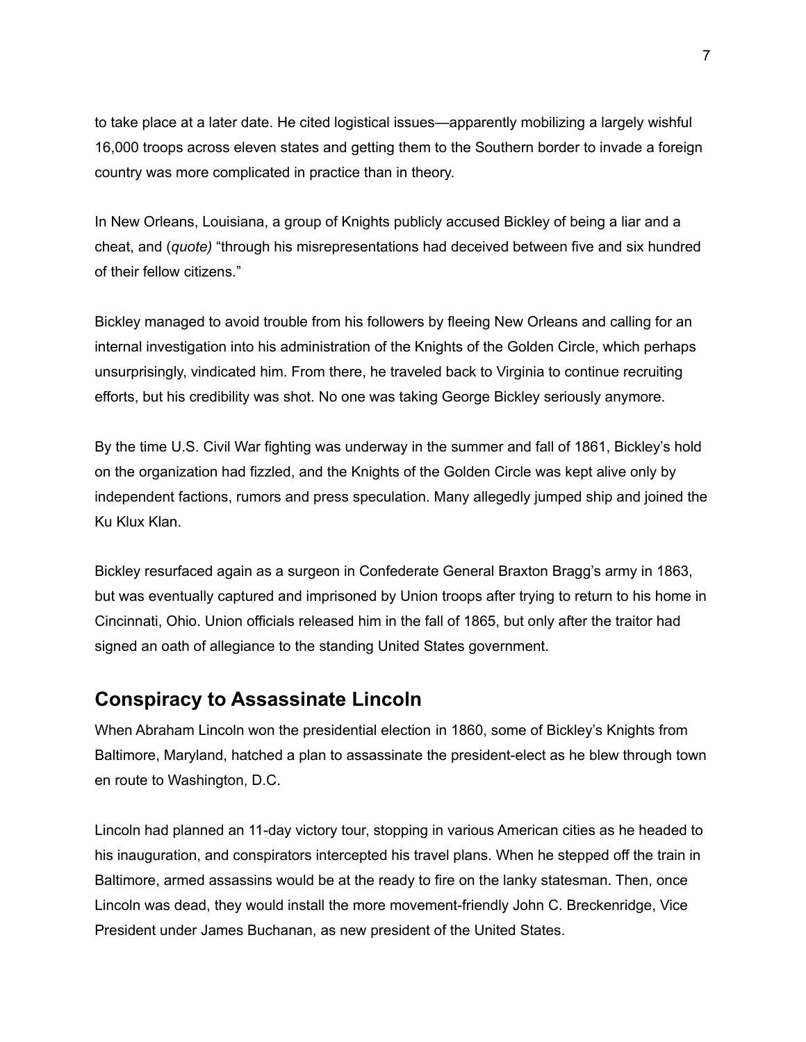to take place at a later date. He cited logistical issues—apparently mobilizing a largely wishful 16,000 troops across eleven states and getting them to the Southern border to invade a foreign country was more complicated in practice than in theory.

In New Orleans, Louisiana, a group of Knights publicly accused Bickley of being a liar and a cheat, and (*quote)* "through his misrepresentations had deceived between five and six hundred of their fellow citizens."

Bickley managed to avoid trouble from his followers by fleeing New Orleans and calling for an internal investigation into his administration of the Knights of the Golden Circle, which perhaps unsurprisingly, vindicated him. From there, he traveled back to Virginia to continue recruiting efforts, but his credibility was shot. No one was taking George Bickley seriously anymore.

By the time U.S. Civil War fighting was underway in the summer and fall of 1861, Bickley's hold on the organization had fizzled, and the Knights of the Golden Circle was kept alive only by independent factions, rumors and press speculation. Many allegedly jumped ship and joined the Ku Klux Klan.

Bickley resurfaced again as a surgeon in Confederate General Braxton Bragg's army in 1863, but was eventually captured and imprisoned by Union troops after trying to return to his home in Cincinnati, Ohio. Union officials released him in the fall of 1865, but only after the traitor had signed an oath of allegiance to the standing United States government.

## Conspiracy to Assassinate Lincoln

When Abraham Lincoln won the presidential election in 1860, some of Bickley's Knights from Baltimore, Maryland, hatched a plan to assassinate the president-elect as he blew through town en route to Washington, D.C.

Lincoln had planned an 11-day victory tour, stopping in various American cities as he headed to his inauguration, and conspirators intercepted his travel plans. When he stepped off the train in Baltimore, armed assassins would be at the ready to fire on the lanky statesman. Then, once Lincoln was dead, they would install the more movement-friendly John C. Breckenridge, Vice President under James Buchanan, as new president of the United States.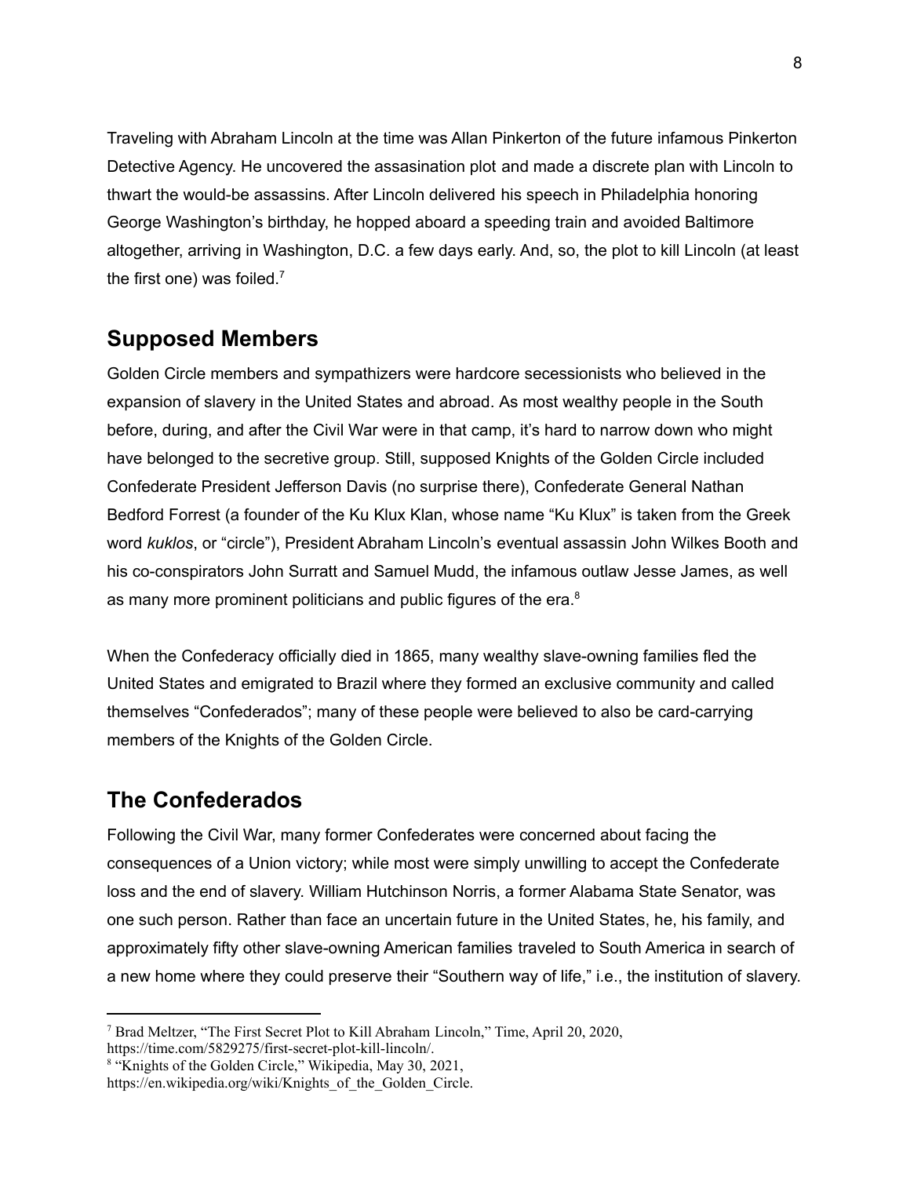Traveling with Abraham Lincoln at the time was Allan Pinkerton of the future infamous Pinkerton Detective Agency. He uncovered the assasination plot and made a discrete plan with Lincoln to thwart the would-be assassins. After Lincoln delivered his speech in Philadelphia honoring George Washington's birthday, he hopped aboard a speeding train and avoided Baltimore altogether, arriving in Washington, D.C. a few days early. And, so, the plot to kill Lincoln (at least the first one) was foiled.[7]

## Supposed Members

Golden Circle members and sympathizers were hardcore secessionists who believed in the expansion of slavery in the United States and abroad. As most wealthy people in the South before, during, and after the Civil War were in that camp, it's hard to narrow down who might have belonged to the secretive group. Still, supposed Knights of the Golden Circle included Confederate President Jefferson Davis (no surprise there), Confederate General Nathan Bedford Forrest (a founder of the Ku Klux Klan, whose name "Ku Klux" is taken from the Greek word *kuklos*, or "circle"), President Abraham Lincoln's eventual assassin John Wilkes Booth and his co-conspirators John Surratt and Samuel Mudd, the infamous outlaw Jesse James, as well as many more prominent politicians and public figures of the era.[8]

When the Confederacy officially died in 1865, many wealthy slave-owning families fled the United States and emigrated to Brazil where they formed an exclusive community and called themselves "Confederados"; many of these people were believed to also be card-carrying members of the Knights of the Golden Circle.

## The Confederados

Following the Civil War, many former Confederates were concerned about facing the consequences of a Union victory; while most were simply unwilling to accept the Confederate loss and the end of slavery. William Hutchinson Norris, a former Alabama State Senator, was one such person. Rather than face an uncertain future in the United States, he, his family, and approximately fifty other slave-owning American families traveled to South America in search of a new home where they could preserve their "Southern way of life," i.e., the institution of slavery.

---

[7] Brad Meltzer, "The First Secret Plot to Kill Abraham Lincoln," Time, April 20, 2020, https://time.com/5829275/first-secret-plot-kill-lincoln/.

[8] "Knights of the Golden Circle," Wikipedia, May 30, 2021, https://en.wikipedia.org/wiki/Knights_of_the_Golden_Circle.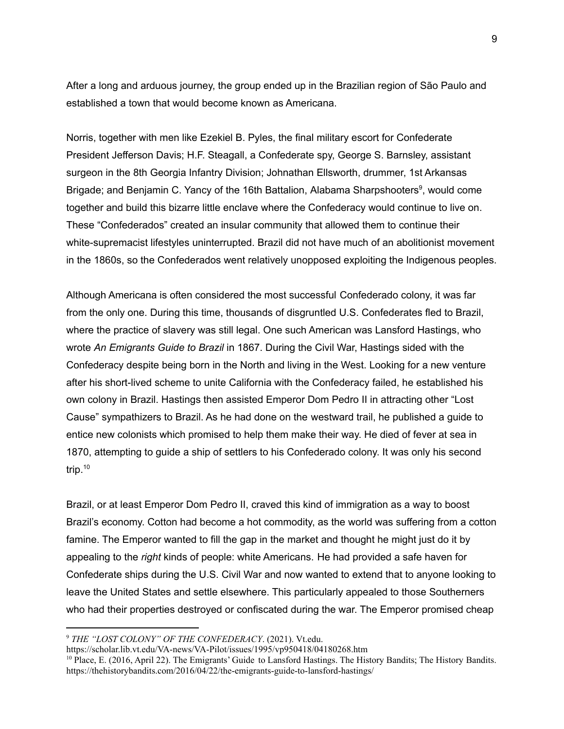After a long and arduous journey, the group ended up in the Brazilian region of São Paulo and established a town that would become known as Americana.

Norris, together with men like Ezekiel B. Pyles, the final military escort for Confederate President Jefferson Davis; H.F. Steagall, a Confederate spy, George S. Barnsley, assistant surgeon in the 8th Georgia Infantry Division; Johnathan Ellsworth, drummer, 1st Arkansas Brigade; and Benjamin C. Yancy of the 16th Battalion, Alabama Sharpshooters[9], would come together and build this bizarre little enclave where the Confederacy would continue to live on. These "Confederados" created an insular community that allowed them to continue their white-supremacist lifestyles uninterrupted. Brazil did not have much of an abolitionist movement in the 1860s, so the Confederados went relatively unopposed exploiting the Indigenous peoples.

Although Americana is often considered the most successful Confederado colony, it was far from the only one. During this time, thousands of disgruntled U.S. Confederates fled to Brazil, where the practice of slavery was still legal. One such American was Lansford Hastings, who wrote *An Emigrants Guide to Brazil* in 1867. During the Civil War, Hastings sided with the Confederacy despite being born in the North and living in the West. Looking for a new venture after his short-lived scheme to unite California with the Confederacy failed, he established his own colony in Brazil. Hastings then assisted Emperor Dom Pedro II in attracting other "Lost Cause" sympathizers to Brazil. As he had done on the westward trail, he published a guide to entice new colonists which promised to help them make their way. He died of fever at sea in 1870, attempting to guide a ship of settlers to his Confederado colony. It was only his second trip.[10]

Brazil, or at least Emperor Dom Pedro II, craved this kind of immigration as a way to boost Brazil's economy. Cotton had become a hot commodity, as the world was suffering from a cotton famine. The Emperor wanted to fill the gap in the market and thought he might just do it by appealing to the *right* kinds of people: white Americans. He had provided a safe haven for Confederate ships during the U.S. Civil War and now wanted to extend that to anyone looking to leave the United States and settle elsewhere. This particularly appealed to those Southerners who had their properties destroyed or confiscated during the war. The Emperor promised cheap

---

[9] *THE "LOST COLONY" OF THE CONFEDERACY*. (2021). Vt.edu. https://scholar.lib.vt.edu/VA-news/VA-Pilot/issues/1995/vp950418/04180268.htm

[10] Place, E. (2016, April 22). The Emigrants' Guide to Lansford Hastings. The History Bandits; The History Bandits. https://thehistorybandits.com/2016/04/22/the-emigrants-guide-to-lansford-hastings/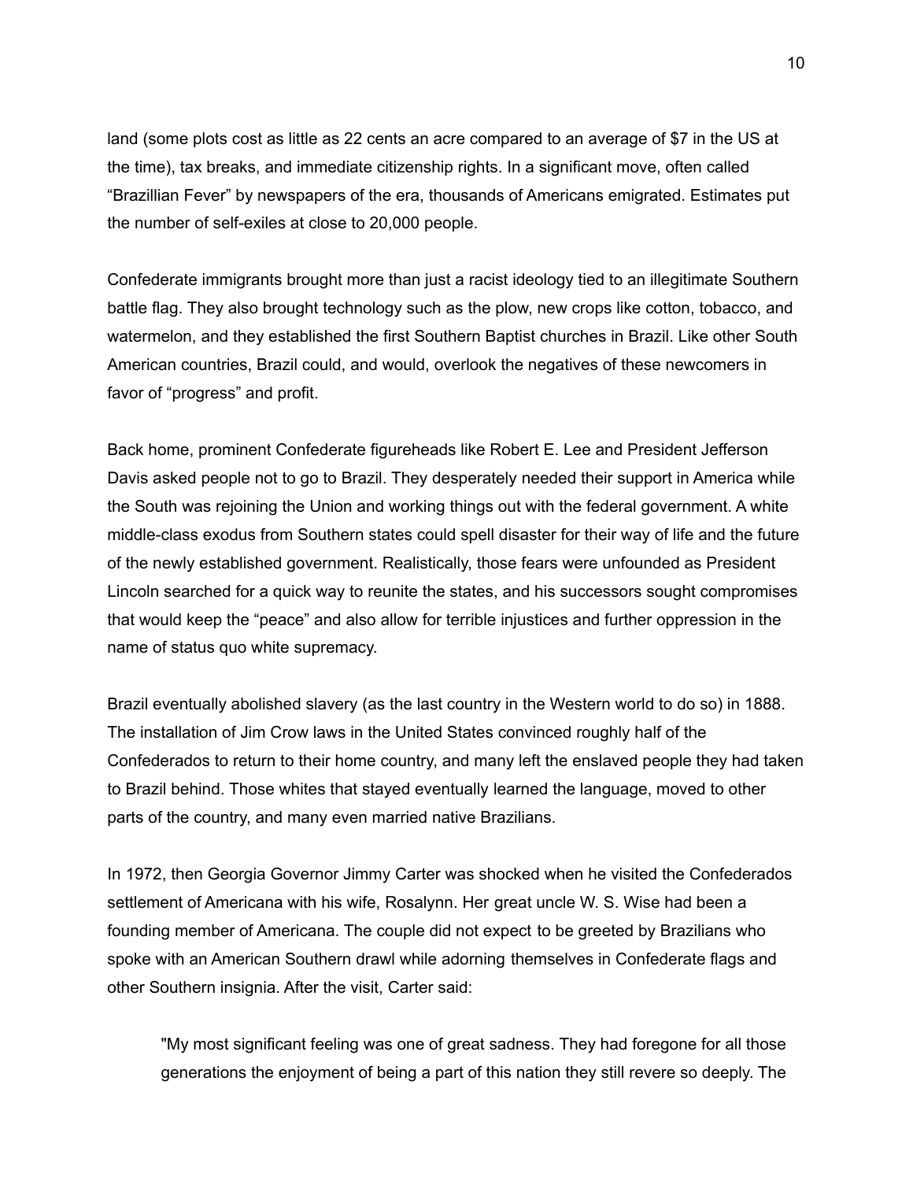land (some plots cost as little as 22 cents an acre compared to an average of $7 in the US at the time), tax breaks, and immediate citizenship rights. In a significant move, often called "Brazillian Fever" by newspapers of the era, thousands of Americans emigrated. Estimates put the number of self-exiles at close to 20,000 people.

Confederate immigrants brought more than just a racist ideology tied to an illegitimate Southern battle flag. They also brought technology such as the plow, new crops like cotton, tobacco, and watermelon, and they established the first Southern Baptist churches in Brazil. Like other South American countries, Brazil could, and would, overlook the negatives of these newcomers in favor of "progress" and profit.

Back home, prominent Confederate figureheads like Robert E. Lee and President Jefferson Davis asked people not to go to Brazil. They desperately needed their support in America while the South was rejoining the Union and working things out with the federal government. A white middle-class exodus from Southern states could spell disaster for their way of life and the future of the newly established government. Realistically, those fears were unfounded as President Lincoln searched for a quick way to reunite the states, and his successors sought compromises that would keep the "peace" and also allow for terrible injustices and further oppression in the name of status quo white supremacy.

Brazil eventually abolished slavery (as the last country in the Western world to do so) in 1888. The installation of Jim Crow laws in the United States convinced roughly half of the Confederados to return to their home country, and many left the enslaved people they had taken to Brazil behind. Those whites that stayed eventually learned the language, moved to other parts of the country, and many even married native Brazilians.

In 1972, then Georgia Governor Jimmy Carter was shocked when he visited the Confederados settlement of Americana with his wife, Rosalynn. Her great uncle W. S. Wise had been a founding member of Americana. The couple did not expect to be greeted by Brazilians who spoke with an American Southern drawl while adorning themselves in Confederate flags and other Southern insignia. After the visit, Carter said:

> "My most significant feeling was one of great sadness. They had foregone for all those generations the enjoyment of being a part of this nation they still revere so deeply. The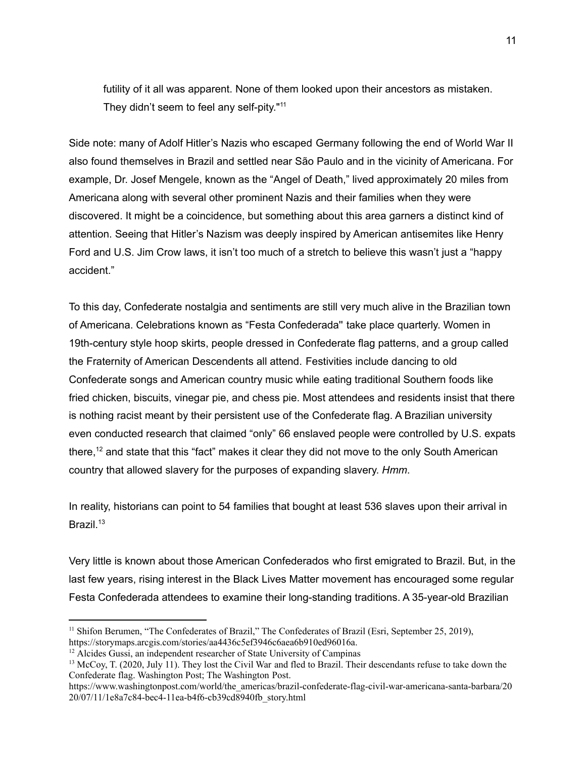> futility of it all was apparent. None of them looked upon their ancestors as mistaken. They didn't seem to feel any self-pity."[11]

Side note: many of Adolf Hitler's Nazis who escaped Germany following the end of World War II also found themselves in Brazil and settled near São Paulo and in the vicinity of Americana. For example, Dr. Josef Mengele, known as the "Angel of Death," lived approximately 20 miles from Americana along with several other prominent Nazis and their families when they were discovered. It might be a coincidence, but something about this area garners a distinct kind of attention. Seeing that Hitler's Nazism was deeply inspired by American antisemites like Henry Ford and U.S. Jim Crow laws, it isn't too much of a stretch to believe this wasn't just a "happy accident."

To this day, Confederate nostalgia and sentiments are still very much alive in the Brazilian town of Americana. Celebrations known as "Festa Confederada" take place quarterly. Women in 19th-century style hoop skirts, people dressed in Confederate flag patterns, and a group called the Fraternity of American Descendents all attend. Festivities include dancing to old Confederate songs and American country music while eating traditional Southern foods like fried chicken, biscuits, vinegar pie, and chess pie. Most attendees and residents insist that there is nothing racist meant by their persistent use of the Confederate flag. A Brazilian university even conducted research that claimed "only" 66 enslaved people were controlled by U.S. expats there,[12] and state that this "fact" makes it clear they did not move to the only South American country that allowed slavery for the purposes of expanding slavery. *Hmm*.

In reality, historians can point to 54 families that bought at least 536 slaves upon their arrival in Brazil.[13]

Very little is known about those American Confederados who first emigrated to Brazil. But, in the last few years, rising interest in the Black Lives Matter movement has encouraged some regular Festa Confederada attendees to examine their long-standing traditions. A 35-year-old Brazilian

---

[11] Shifon Berumen, "The Confederates of Brazil," The Confederates of Brazil (Esri, September 25, 2019), https://storymaps.arcgis.com/stories/aa4436c5ef3946c6aea6b910ed96016a.

[12] Alcides Gussi, an independent researcher of State University of Campinas

[13] McCoy, T. (2020, July 11). They lost the Civil War and fled to Brazil. Their descendants refuse to take down the Confederate flag. Washington Post; The Washington Post. https://www.washingtonpost.com/world/the_americas/brazil-confederate-flag-civil-war-americana-santa-barbara/2020/07/11/1e8a7c84-bec4-11ea-b4f6-cb39cd8940fb_story.html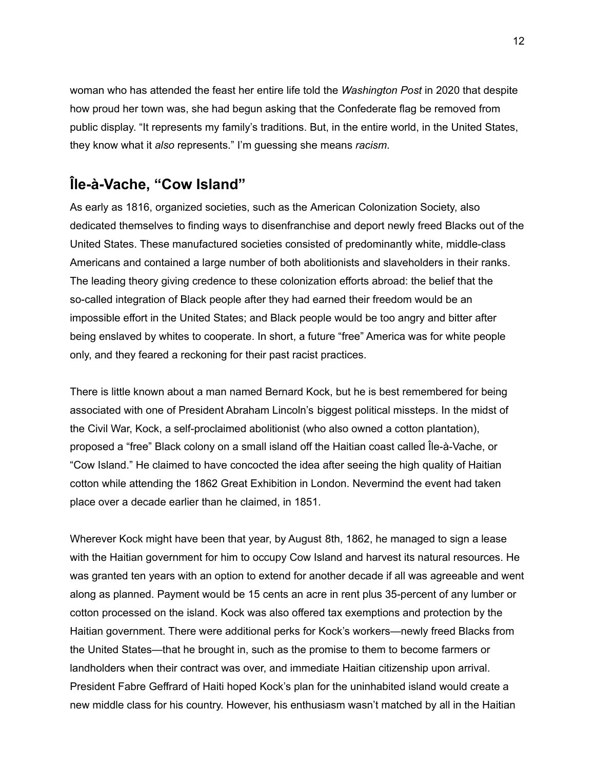woman who has attended the feast her entire life told the *Washington Post* in 2020 that despite how proud her town was, she had begun asking that the Confederate flag be removed from public display. "It represents my family's traditions. But, in the entire world, in the United States, they know what it *also* represents." I'm guessing she means *racism*.

## Île-à-Vache, "Cow Island"

As early as 1816, organized societies, such as the American Colonization Society, also dedicated themselves to finding ways to disenfranchise and deport newly freed Blacks out of the United States. These manufactured societies consisted of predominantly white, middle-class Americans and contained a large number of both abolitionists and slaveholders in their ranks. The leading theory giving credence to these colonization efforts abroad: the belief that the so-called integration of Black people after they had earned their freedom would be an impossible effort in the United States; and Black people would be too angry and bitter after being enslaved by whites to cooperate. In short, a future "free" America was for white people only, and they feared a reckoning for their past racist practices.

There is little known about a man named Bernard Kock, but he is best remembered for being associated with one of President Abraham Lincoln's biggest political missteps. In the midst of the Civil War, Kock, a self-proclaimed abolitionist (who also owned a cotton plantation), proposed a "free" Black colony on a small island off the Haitian coast called Île-à-Vache, or "Cow Island." He claimed to have concocted the idea after seeing the high quality of Haitian cotton while attending the 1862 Great Exhibition in London. Nevermind the event had taken place over a decade earlier than he claimed, in 1851.

Wherever Kock might have been that year, by August 8th, 1862, he managed to sign a lease with the Haitian government for him to occupy Cow Island and harvest its natural resources. He was granted ten years with an option to extend for another decade if all was agreeable and went along as planned. Payment would be 15 cents an acre in rent plus 35-percent of any lumber or cotton processed on the island. Kock was also offered tax exemptions and protection by the Haitian government. There were additional perks for Kock's workers—newly freed Blacks from the United States—that he brought in, such as the promise to them to become farmers or landholders when their contract was over, and immediate Haitian citizenship upon arrival. President Fabre Geffrard of Haiti hoped Kock's plan for the uninhabited island would create a new middle class for his country. However, his enthusiasm wasn't matched by all in the Haitian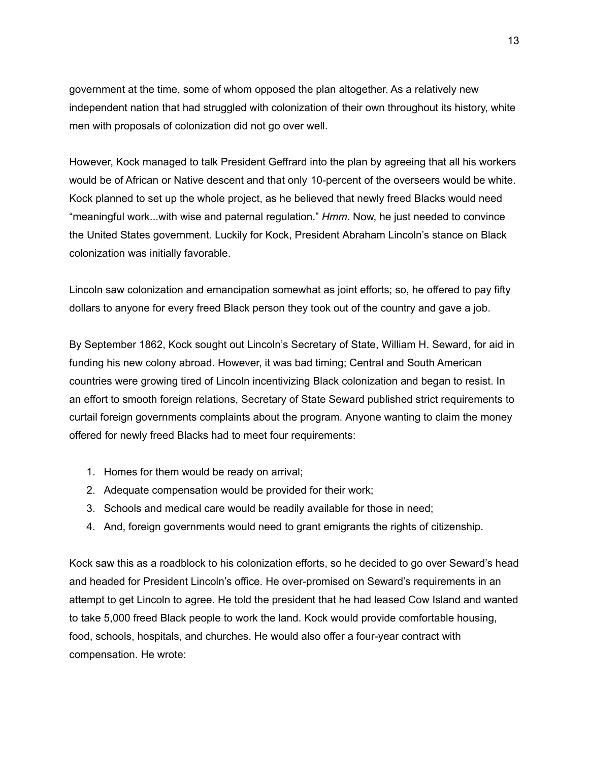government at the time, some of whom opposed the plan altogether. As a relatively new independent nation that had struggled with colonization of their own throughout its history, white men with proposals of colonization did not go over well.

However, Kock managed to talk President Geffrard into the plan by agreeing that all his workers would be of African or Native descent and that only 10-percent of the overseers would be white. Kock planned to set up the whole project, as he believed that newly freed Blacks would need "meaningful work...with wise and paternal regulation." *Hmm*. Now, he just needed to convince the United States government. Luckily for Kock, President Abraham Lincoln's stance on Black colonization was initially favorable.

Lincoln saw colonization and emancipation somewhat as joint efforts; so, he offered to pay fifty dollars to anyone for every freed Black person they took out of the country and gave a job.

By September 1862, Kock sought out Lincoln's Secretary of State, William H. Seward, for aid in funding his new colony abroad. However, it was bad timing; Central and South American countries were growing tired of Lincoln incentivizing Black colonization and began to resist. In an effort to smooth foreign relations, Secretary of State Seward published strict requirements to curtail foreign governments complaints about the program. Anyone wanting to claim the money offered for newly freed Blacks had to meet four requirements:

1. Homes for them would be ready on arrival;
2. Adequate compensation would be provided for their work;
3. Schools and medical care would be readily available for those in need;
4. And, foreign governments would need to grant emigrants the rights of citizenship.

Kock saw this as a roadblock to his colonization efforts, so he decided to go over Seward's head and headed for President Lincoln's office. He over-promised on Seward's requirements in an attempt to get Lincoln to agree. He told the president that he had leased Cow Island and wanted to take 5,000 freed Black people to work the land. Kock would provide comfortable housing, food, schools, hospitals, and churches. He would also offer a four-year contract with compensation. He wrote: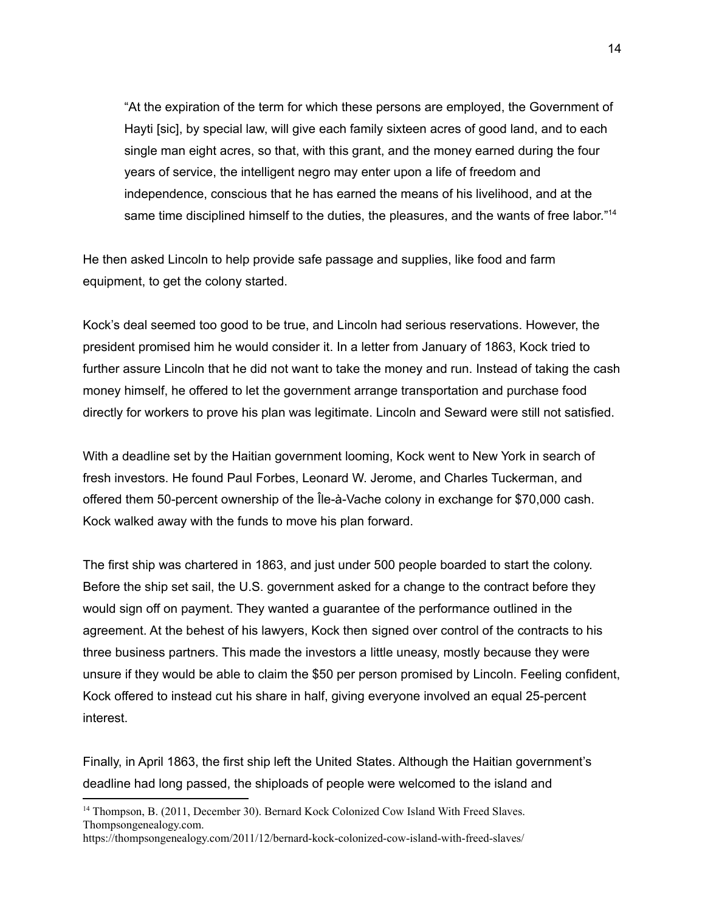> "At the expiration of the term for which these persons are employed, the Government of Hayti [sic], by special law, will give each family sixteen acres of good land, and to each single man eight acres, so that, with this grant, and the money earned during the four years of service, the intelligent negro may enter upon a life of freedom and independence, conscious that he has earned the means of his livelihood, and at the same time disciplined himself to the duties, the pleasures, and the wants of free labor."[14]

He then asked Lincoln to help provide safe passage and supplies, like food and farm equipment, to get the colony started.

Kock's deal seemed too good to be true, and Lincoln had serious reservations. However, the president promised him he would consider it. In a letter from January of 1863, Kock tried to further assure Lincoln that he did not want to take the money and run. Instead of taking the cash money himself, he offered to let the government arrange transportation and purchase food directly for workers to prove his plan was legitimate. Lincoln and Seward were still not satisfied.

With a deadline set by the Haitian government looming, Kock went to New York in search of fresh investors. He found Paul Forbes, Leonard W. Jerome, and Charles Tuckerman, and offered them 50-percent ownership of the Île-à-Vache colony in exchange for $70,000 cash. Kock walked away with the funds to move his plan forward.

The first ship was chartered in 1863, and just under 500 people boarded to start the colony. Before the ship set sail, the U.S. government asked for a change to the contract before they would sign off on payment. They wanted a guarantee of the performance outlined in the agreement. At the behest of his lawyers, Kock then signed over control of the contracts to his three business partners. This made the investors a little uneasy, mostly because they were unsure if they would be able to claim the $50 per person promised by Lincoln. Feeling confident, Kock offered to instead cut his share in half, giving everyone involved an equal 25-percent interest.

Finally, in April 1863, the first ship left the United States. Although the Haitian government's deadline had long passed, the shiploads of people were welcomed to the island and

---

[14] Thompson, B. (2011, December 30). Bernard Kock Colonized Cow Island With Freed Slaves. Thompsongenealogy.com. https://thompsongenealogy.com/2011/12/bernard-kock-colonized-cow-island-with-freed-slaves/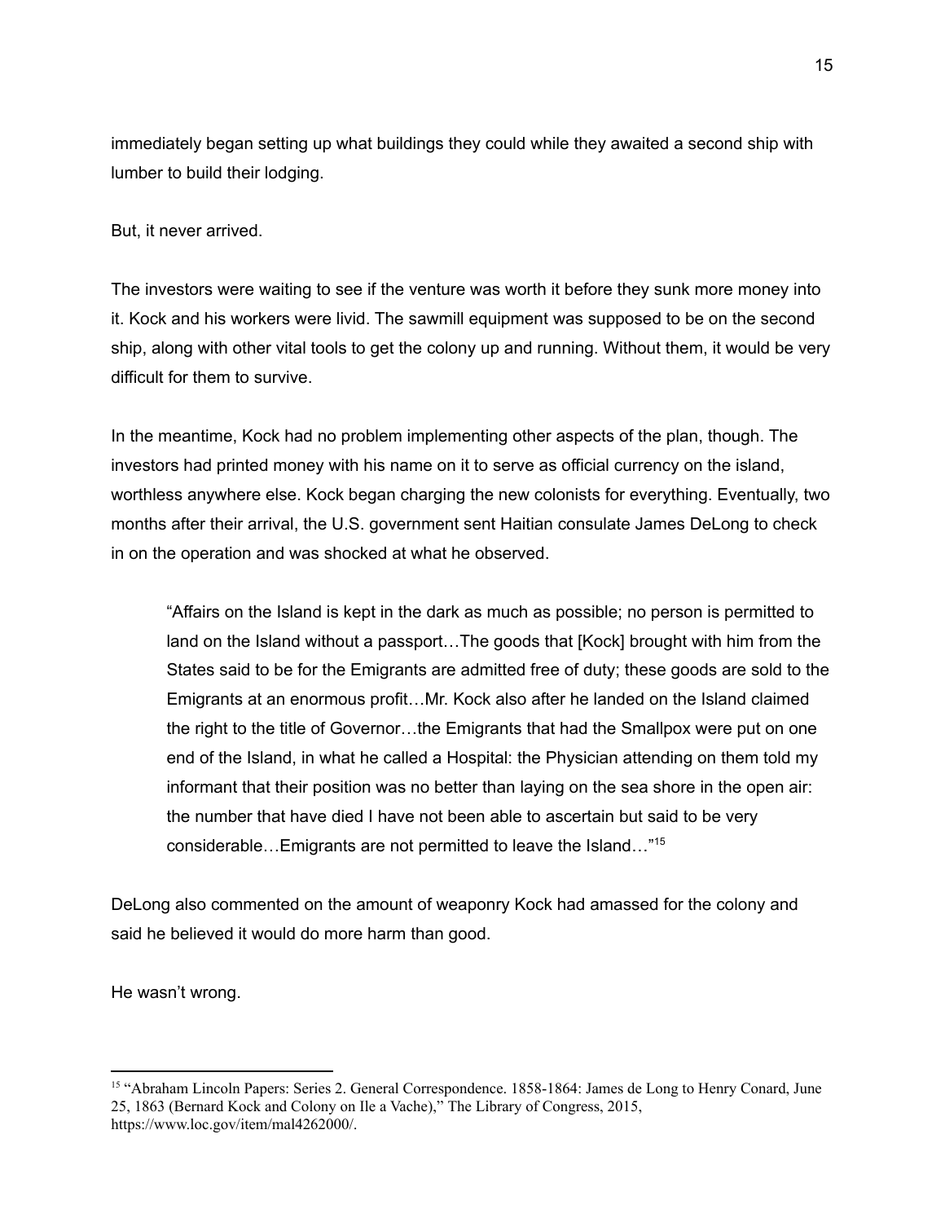immediately began setting up what buildings they could while they awaited a second ship with lumber to build their lodging.

But, it never arrived.

The investors were waiting to see if the venture was worth it before they sunk more money into it. Kock and his workers were livid. The sawmill equipment was supposed to be on the second ship, along with other vital tools to get the colony up and running. Without them, it would be very difficult for them to survive.

In the meantime, Kock had no problem implementing other aspects of the plan, though. The investors had printed money with his name on it to serve as official currency on the island, worthless anywhere else. Kock began charging the new colonists for everything. Eventually, two months after their arrival, the U.S. government sent Haitian consulate James DeLong to check in on the operation and was shocked at what he observed.

> "Affairs on the Island is kept in the dark as much as possible; no person is permitted to land on the Island without a passport…The goods that [Kock] brought with him from the States said to be for the Emigrants are admitted free of duty; these goods are sold to the Emigrants at an enormous profit…Mr. Kock also after he landed on the Island claimed the right to the title of Governor…the Emigrants that had the Smallpox were put on one end of the Island, in what he called a Hospital: the Physician attending on them told my informant that their position was no better than laying on the sea shore in the open air: the number that have died I have not been able to ascertain but said to be very considerable…Emigrants are not permitted to leave the Island…"[15]

DeLong also commented on the amount of weaponry Kock had amassed for the colony and said he believed it would do more harm than good.

He wasn't wrong.

---

[15] "Abraham Lincoln Papers: Series 2. General Correspondence. 1858-1864: James de Long to Henry Conard, June 25, 1863 (Bernard Kock and Colony on Ile a Vache)," The Library of Congress, 2015, https://www.loc.gov/item/mal4262000/.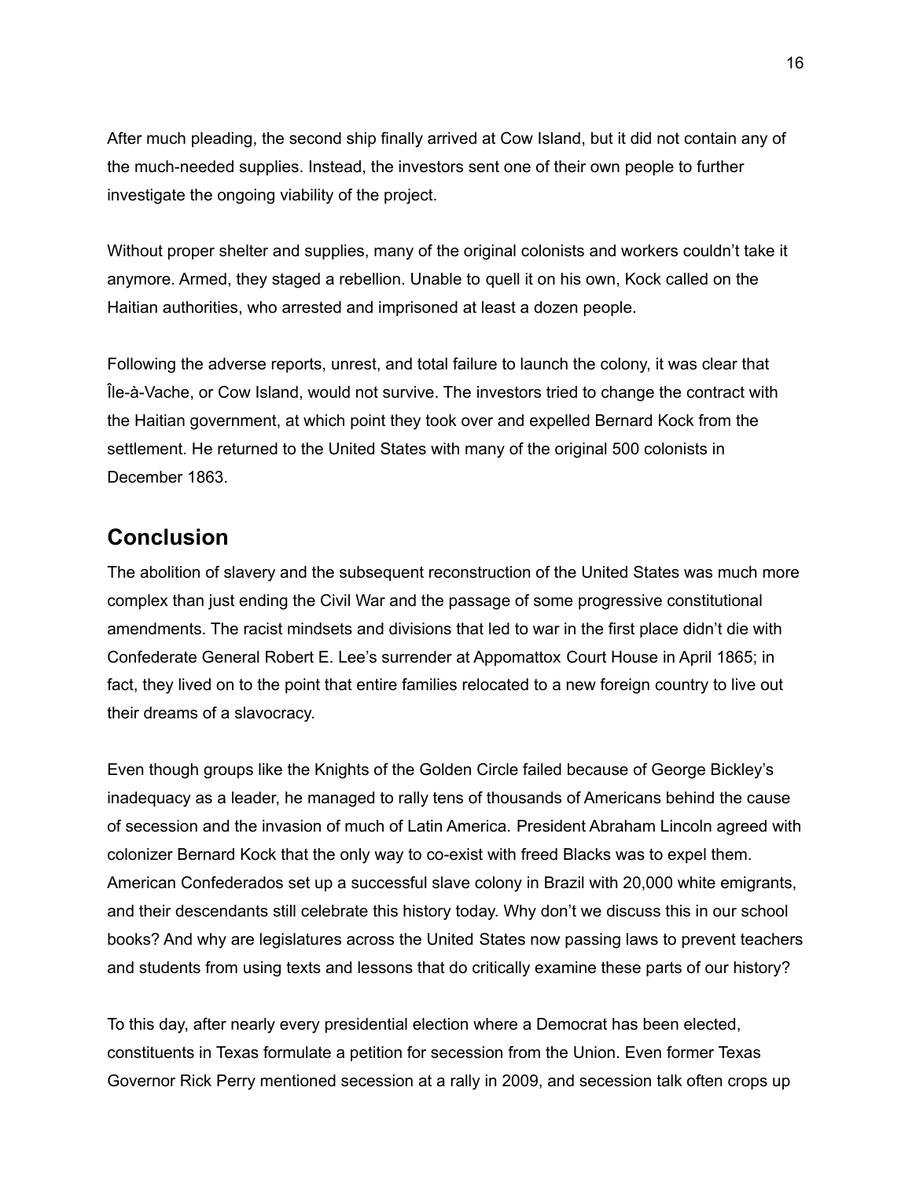After much pleading, the second ship finally arrived at Cow Island, but it did not contain any of the much-needed supplies. Instead, the investors sent one of their own people to further investigate the ongoing viability of the project.

Without proper shelter and supplies, many of the original colonists and workers couldn't take it anymore. Armed, they staged a rebellion. Unable to quell it on his own, Kock called on the Haitian authorities, who arrested and imprisoned at least a dozen people.

Following the adverse reports, unrest, and total failure to launch the colony, it was clear that Île-à-Vache, or Cow Island, would not survive. The investors tried to change the contract with the Haitian government, at which point they took over and expelled Bernard Kock from the settlement. He returned to the United States with many of the original 500 colonists in December 1863.

## Conclusion

The abolition of slavery and the subsequent reconstruction of the United States was much more complex than just ending the Civil War and the passage of some progressive constitutional amendments. The racist mindsets and divisions that led to war in the first place didn't die with Confederate General Robert E. Lee's surrender at Appomattox Court House in April 1865; in fact, they lived on to the point that entire families relocated to a new foreign country to live out their dreams of a slavocracy.

Even though groups like the Knights of the Golden Circle failed because of George Bickley's inadequacy as a leader, he managed to rally tens of thousands of Americans behind the cause of secession and the invasion of much of Latin America. President Abraham Lincoln agreed with colonizer Bernard Kock that the only way to co-exist with freed Blacks was to expel them. American Confederados set up a successful slave colony in Brazil with 20,000 white emigrants, and their descendants still celebrate this history today. Why don't we discuss this in our school books? And why are legislatures across the United States now passing laws to prevent teachers and students from using texts and lessons that do critically examine these parts of our history?

To this day, after nearly every presidential election where a Democrat has been elected, constituents in Texas formulate a petition for secession from the Union. Even former Texas Governor Rick Perry mentioned secession at a rally in 2009, and secession talk often crops up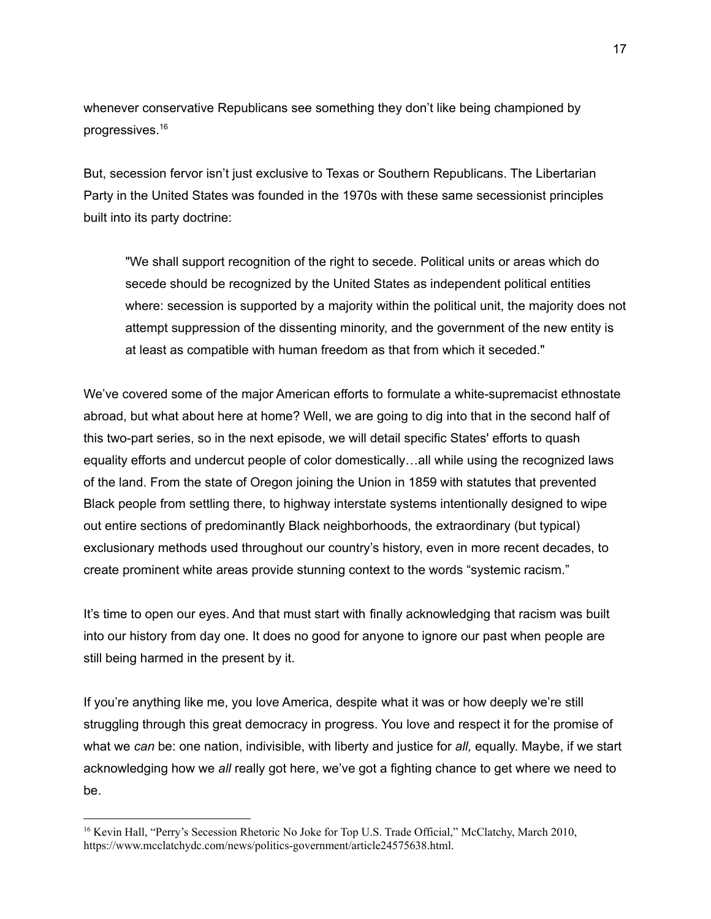whenever conservative Republicans see something they don't like being championed by progressives.[16]

But, secession fervor isn't just exclusive to Texas or Southern Republicans. The Libertarian Party in the United States was founded in the 1970s with these same secessionist principles built into its party doctrine:

> "We shall support recognition of the right to secede. Political units or areas which do secede should be recognized by the United States as independent political entities where: secession is supported by a majority within the political unit, the majority does not attempt suppression of the dissenting minority, and the government of the new entity is at least as compatible with human freedom as that from which it seceded."

We've covered some of the major American efforts to formulate a white-supremacist ethnostate abroad, but what about here at home? Well, we are going to dig into that in the second half of this two-part series, so in the next episode, we will detail specific States' efforts to quash equality efforts and undercut people of color domestically…all while using the recognized laws of the land. From the state of Oregon joining the Union in 1859 with statutes that prevented Black people from settling there, to highway interstate systems intentionally designed to wipe out entire sections of predominantly Black neighborhoods, the extraordinary (but typical) exclusionary methods used throughout our country's history, even in more recent decades, to create prominent white areas provide stunning context to the words "systemic racism."

It's time to open our eyes. And that must start with finally acknowledging that racism was built into our history from day one. It does no good for anyone to ignore our past when people are still being harmed in the present by it.

If you're anything like me, you love America, despite what it was or how deeply we're still struggling through this great democracy in progress. You love and respect it for the promise of what we *can* be: one nation, indivisible, with liberty and justice for *all,* equally. Maybe, if we start acknowledging how we *all* really got here, we've got a fighting chance to get where we need to be.

---

[16] Kevin Hall, "Perry's Secession Rhetoric No Joke for Top U.S. Trade Official," McClatchy, March 2010, https://www.mcclatchydc.com/news/politics-government/article24575638.html.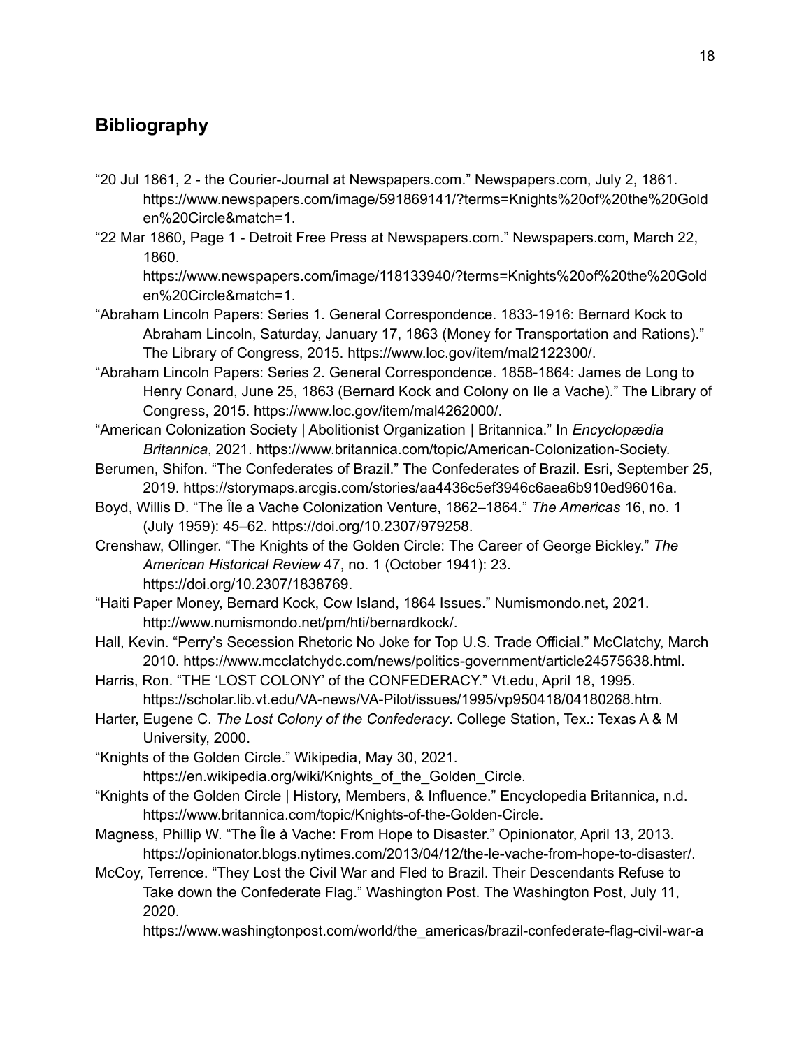## Bibliography

"20 Jul 1861, 2 - the Courier-Journal at Newspapers.com." Newspapers.com, July 2, 1861. https://www.newspapers.com/image/591869141/?terms=Knights%20of%20the%20Golden%20Circle&match=1.

"22 Mar 1860, Page 1 - Detroit Free Press at Newspapers.com." Newspapers.com, March 22, 1860. https://www.newspapers.com/image/118133940/?terms=Knights%20of%20the%20Golden%20Circle&match=1.

"Abraham Lincoln Papers: Series 1. General Correspondence. 1833-1916: Bernard Kock to Abraham Lincoln, Saturday, January 17, 1863 (Money for Transportation and Rations)." The Library of Congress, 2015. https://www.loc.gov/item/mal2122300/.

"Abraham Lincoln Papers: Series 2. General Correspondence. 1858-1864: James de Long to Henry Conard, June 25, 1863 (Bernard Kock and Colony on Ile a Vache)." The Library of Congress, 2015. https://www.loc.gov/item/mal4262000/.

"American Colonization Society | Abolitionist Organization | Britannica." In *Encyclopædia Britannica*, 2021. https://www.britannica.com/topic/American-Colonization-Society.

Berumen, Shifon. "The Confederates of Brazil." The Confederates of Brazil. Esri, September 25, 2019. https://storymaps.arcgis.com/stories/aa4436c5ef3946c6aea6b910ed96016a.

Boyd, Willis D. "The Île a Vache Colonization Venture, 1862–1864." *The Americas* 16, no. 1 (July 1959): 45–62. https://doi.org/10.2307/979258.

Crenshaw, Ollinger. "The Knights of the Golden Circle: The Career of George Bickley." *The American Historical Review* 47, no. 1 (October 1941): 23. https://doi.org/10.2307/1838769.

"Haiti Paper Money, Bernard Kock, Cow Island, 1864 Issues." Numismondo.net, 2021. http://www.numismondo.net/pm/hti/bernardkock/.

Hall, Kevin. "Perry's Secession Rhetoric No Joke for Top U.S. Trade Official." McClatchy, March 2010. https://www.mcclatchydc.com/news/politics-government/article24575638.html.

Harris, Ron. "THE 'LOST COLONY' of the CONFEDERACY." Vt.edu, April 18, 1995. https://scholar.lib.vt.edu/VA-news/VA-Pilot/issues/1995/vp950418/04180268.htm.

Harter, Eugene C. *The Lost Colony of the Confederacy*. College Station, Tex.: Texas A & M University, 2000.

"Knights of the Golden Circle." Wikipedia, May 30, 2021. https://en.wikipedia.org/wiki/Knights_of_the_Golden_Circle.

"Knights of the Golden Circle | History, Members, & Influence." Encyclopedia Britannica, n.d. https://www.britannica.com/topic/Knights-of-the-Golden-Circle.

Magness, Phillip W. "The Île à Vache: From Hope to Disaster." Opinionator, April 13, 2013. https://opinionator.blogs.nytimes.com/2013/04/12/the-le-vache-from-hope-to-disaster/.

McCoy, Terrence. "They Lost the Civil War and Fled to Brazil. Their Descendants Refuse to Take down the Confederate Flag." Washington Post. The Washington Post, July 11, 2020. https://www.washingtonpost.com/world/the_americas/brazil-confederate-flag-civil-war-a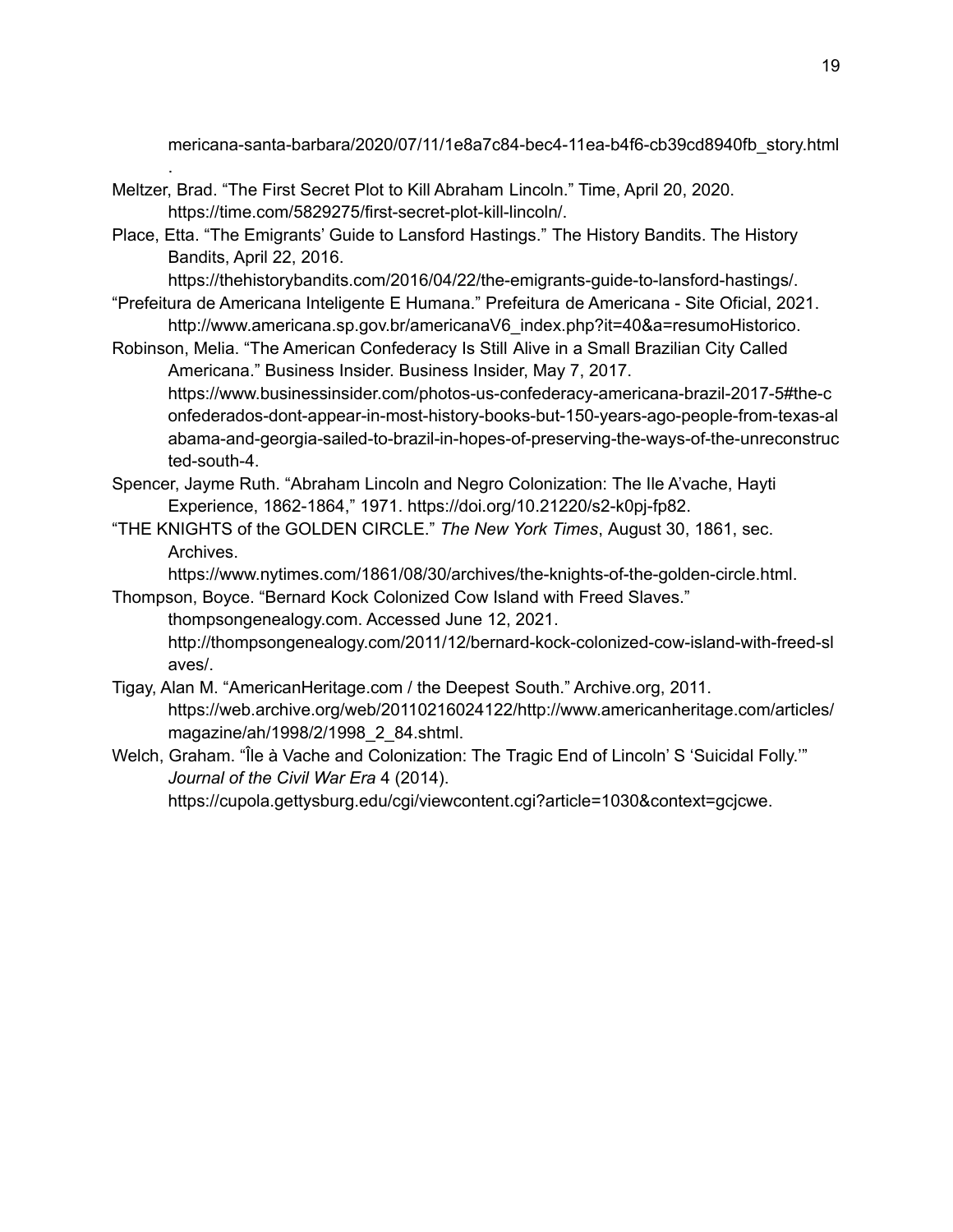mericana-santa-barbara/2020/07/11/1e8a7c84-bec4-11ea-b4f6-cb39cd8940fb_story.html.

Meltzer, Brad. "The First Secret Plot to Kill Abraham Lincoln." Time, April 20, 2020. https://time.com/5829275/first-secret-plot-kill-lincoln/.

Place, Etta. "The Emigrants' Guide to Lansford Hastings." The History Bandits. The History Bandits, April 22, 2016. https://thehistorybandits.com/2016/04/22/the-emigrants-guide-to-lansford-hastings/.

"Prefeitura de Americana Inteligente E Humana." Prefeitura de Americana - Site Oficial, 2021. http://www.americana.sp.gov.br/americanaV6_index.php?it=40&a=resumoHistorico.

Robinson, Melia. "The American Confederacy Is Still Alive in a Small Brazilian City Called Americana." Business Insider. Business Insider, May 7, 2017. https://www.businessinsider.com/photos-us-confederacy-americana-brazil-2017-5#the-confederados-dont-appear-in-most-history-books-but-150-years-ago-people-from-texas-alabama-and-georgia-sailed-to-brazil-in-hopes-of-preserving-the-ways-of-the-unreconstructed-south-4.

Spencer, Jayme Ruth. "Abraham Lincoln and Negro Colonization: The Ile A'vache, Hayti Experience, 1862-1864," 1971. https://doi.org/10.21220/s2-k0pj-fp82.

"THE KNIGHTS of the GOLDEN CIRCLE." *The New York Times*, August 30, 1861, sec. Archives. https://www.nytimes.com/1861/08/30/archives/the-knights-of-the-golden-circle.html.

Thompson, Boyce. "Bernard Kock Colonized Cow Island with Freed Slaves." thompsongenealogy.com. Accessed June 12, 2021. http://thompsongenealogy.com/2011/12/bernard-kock-colonized-cow-island-with-freed-slaves/.

Tigay, Alan M. "AmericanHeritage.com / the Deepest South." Archive.org, 2011. https://web.archive.org/web/20110216024122/http://www.americanheritage.com/articles/magazine/ah/1998/2/1998_2_84.shtml.

Welch, Graham. "Île à Vache and Colonization: The Tragic End of Lincoln' S 'Suicidal Folly.'" *Journal of the Civil War Era* 4 (2014). https://cupola.gettysburg.edu/cgi/viewcontent.cgi?article=1030&context=gcjcwe.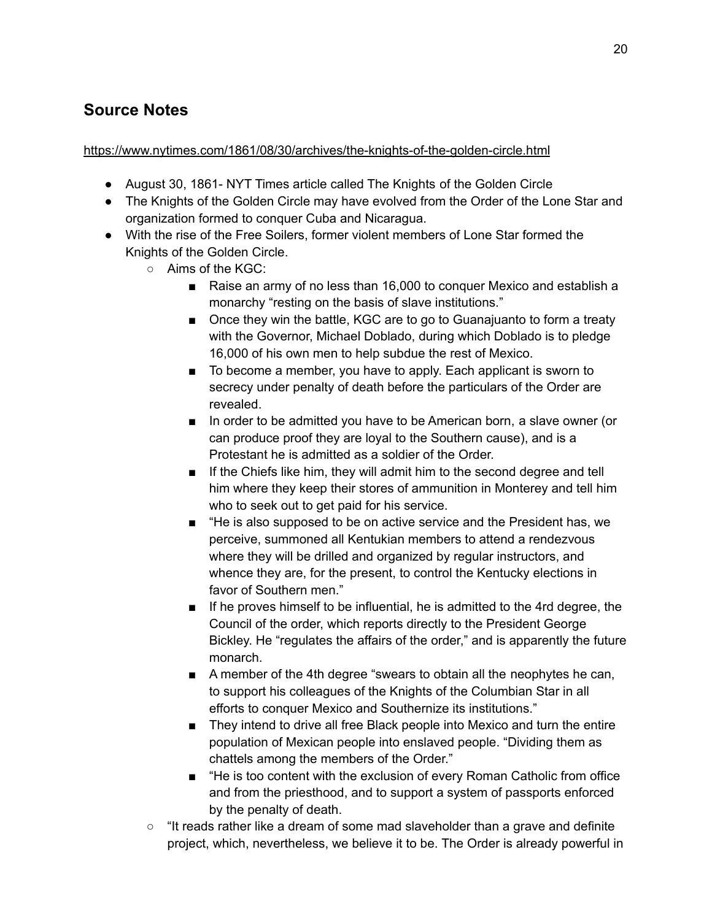## Source Notes

https://www.nytimes.com/1861/08/30/archives/the-knights-of-the-golden-circle.html

- August 30, 1861- NYT Times article called The Knights of the Golden Circle
- The Knights of the Golden Circle may have evolved from the Order of the Lone Star and organization formed to conquer Cuba and Nicaragua.
- With the rise of the Free Soilers, former violent members of Lone Star formed the Knights of the Golden Circle.
  - Aims of the KGC:
    - Raise an army of no less than 16,000 to conquer Mexico and establish a monarchy "resting on the basis of slave institutions."
    - Once they win the battle, KGC are to go to Guanajuanto to form a treaty with the Governor, Michael Doblado, during which Doblado is to pledge 16,000 of his own men to help subdue the rest of Mexico.
    - To become a member, you have to apply. Each applicant is sworn to secrecy under penalty of death before the particulars of the Order are revealed.
    - In order to be admitted you have to be American born, a slave owner (or can produce proof they are loyal to the Southern cause), and is a Protestant he is admitted as a soldier of the Order.
    - If the Chiefs like him, they will admit him to the second degree and tell him where they keep their stores of ammunition in Monterey and tell him who to seek out to get paid for his service.
    - "He is also supposed to be on active service and the President has, we perceive, summoned all Kentukian members to attend a rendezvous where they will be drilled and organized by regular instructors, and whence they are, for the present, to control the Kentucky elections in favor of Southern men."
    - If he proves himself to be influential, he is admitted to the 4rd degree, the Council of the order, which reports directly to the President George Bickley. He "regulates the affairs of the order," and is apparently the future monarch.
    - A member of the 4th degree "swears to obtain all the neophytes he can, to support his colleagues of the Knights of the Columbian Star in all efforts to conquer Mexico and Southernize its institutions."
    - They intend to drive all free Black people into Mexico and turn the entire population of Mexican people into enslaved people. "Dividing them as chattels among the members of the Order."
    - "He is too content with the exclusion of every Roman Catholic from office and from the priesthood, and to support a system of passports enforced by the penalty of death.
  - "It reads rather like a dream of some mad slaveholder than a grave and definite project, which, nevertheless, we believe it to be. The Order is already powerful in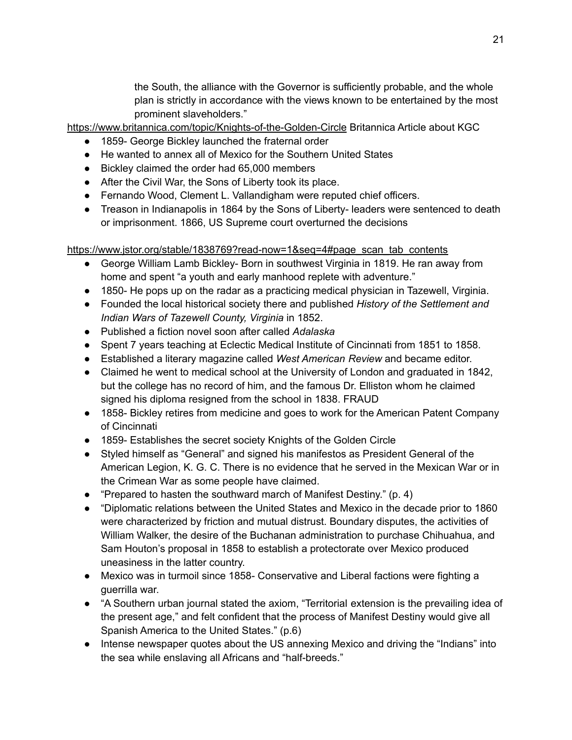> the South, the alliance with the Governor is sufficiently probable, and the whole plan is strictly in accordance with the views known to be entertained by the most prominent slaveholders."

https://www.britannica.com/topic/Knights-of-the-Golden-Circle Britannica Article about KGC

- 1859- George Bickley launched the fraternal order
- He wanted to annex all of Mexico for the Southern United States
- Bickley claimed the order had 65,000 members
- After the Civil War, the Sons of Liberty took its place.
- Fernando Wood, Clement L. Vallandigham were reputed chief officers.
- Treason in Indianapolis in 1864 by the Sons of Liberty- leaders were sentenced to death or imprisonment. 1866, US Supreme court overturned the decisions

https://www.jstor.org/stable/1838769?read-now=1&seq=4#page_scan_tab_contents

- George William Lamb Bickley- Born in southwest Virginia in 1819. He ran away from home and spent "a youth and early manhood replete with adventure."
- 1850- He pops up on the radar as a practicing medical physician in Tazewell, Virginia.
- Founded the local historical society there and published *History of the Settlement and Indian Wars of Tazewell County, Virginia* in 1852.
- Published a fiction novel soon after called *Adalaska*
- Spent 7 years teaching at Eclectic Medical Institute of Cincinnati from 1851 to 1858.
- Established a literary magazine called *West American Review* and became editor.
- Claimed he went to medical school at the University of London and graduated in 1842, but the college has no record of him, and the famous Dr. Elliston whom he claimed signed his diploma resigned from the school in 1838. FRAUD
- 1858- Bickley retires from medicine and goes to work for the American Patent Company of Cincinnati
- 1859- Establishes the secret society Knights of the Golden Circle
- Styled himself as "General" and signed his manifestos as President General of the American Legion, K. G. C. There is no evidence that he served in the Mexican War or in the Crimean War as some people have claimed.
- "Prepared to hasten the southward march of Manifest Destiny." (p. 4)
- "Diplomatic relations between the United States and Mexico in the decade prior to 1860 were characterized by friction and mutual distrust. Boundary disputes, the activities of William Walker, the desire of the Buchanan administration to purchase Chihuahua, and Sam Houton's proposal in 1858 to establish a protectorate over Mexico produced uneasiness in the latter country.
- Mexico was in turmoil since 1858- Conservative and Liberal factions were fighting a guerrilla war.
- "A Southern urban journal stated the axiom, "Territorial extension is the prevailing idea of the present age," and felt confident that the process of Manifest Destiny would give all Spanish America to the United States." (p.6)
- Intense newspaper quotes about the US annexing Mexico and driving the "Indians" into the sea while enslaving all Africans and "half-breeds."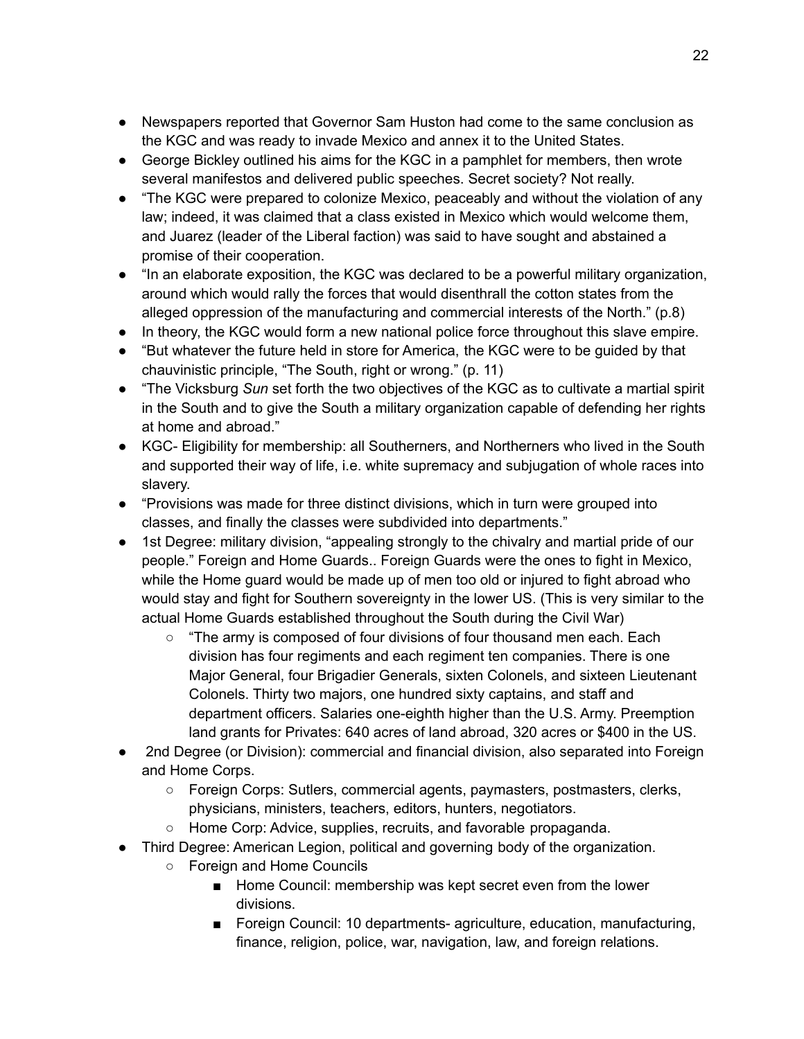- Newspapers reported that Governor Sam Huston had come to the same conclusion as the KGC and was ready to invade Mexico and annex it to the United States.
- George Bickley outlined his aims for the KGC in a pamphlet for members, then wrote several manifestos and delivered public speeches. Secret society? Not really.
- "The KGC were prepared to colonize Mexico, peaceably and without the violation of any law; indeed, it was claimed that a class existed in Mexico which would welcome them, and Juarez (leader of the Liberal faction) was said to have sought and abstained a promise of their cooperation.
- "In an elaborate exposition, the KGC was declared to be a powerful military organization, around which would rally the forces that would disenthrall the cotton states from the alleged oppression of the manufacturing and commercial interests of the North." (p.8)
- In theory, the KGC would form a new national police force throughout this slave empire.
- "But whatever the future held in store for America, the KGC were to be guided by that chauvinistic principle, "The South, right or wrong." (p. 11)
- "The Vicksburg *Sun* set forth the two objectives of the KGC as to cultivate a martial spirit in the South and to give the South a military organization capable of defending her rights at home and abroad."
- KGC- Eligibility for membership: all Southerners, and Northerners who lived in the South and supported their way of life, i.e. white supremacy and subjugation of whole races into slavery.
- "Provisions was made for three distinct divisions, which in turn were grouped into classes, and finally the classes were subdivided into departments."
- 1st Degree: military division, "appealing strongly to the chivalry and martial pride of our people." Foreign and Home Guards.. Foreign Guards were the ones to fight in Mexico, while the Home guard would be made up of men too old or injured to fight abroad who would stay and fight for Southern sovereignty in the lower US. (This is very similar to the actual Home Guards established throughout the South during the Civil War)
    - "The army is composed of four divisions of four thousand men each. Each division has four regiments and each regiment ten companies. There is one Major General, four Brigadier Generals, sixten Colonels, and sixteen Lieutenant Colonels. Thirty two majors, one hundred sixty captains, and staff and department officers. Salaries one-eighth higher than the U.S. Army. Preemption land grants for Privates: 640 acres of land abroad, 320 acres or $400 in the US.
- 2nd Degree (or Division): commercial and financial division, also separated into Foreign and Home Corps.
    - Foreign Corps: Sutlers, commercial agents, paymasters, postmasters, clerks, physicians, ministers, teachers, editors, hunters, negotiators.
    - Home Corp: Advice, supplies, recruits, and favorable propaganda.
- Third Degree: American Legion, political and governing body of the organization.
    - Foreign and Home Councils
        - Home Council: membership was kept secret even from the lower divisions.
        - Foreign Council: 10 departments- agriculture, education, manufacturing, finance, religion, police, war, navigation, law, and foreign relations.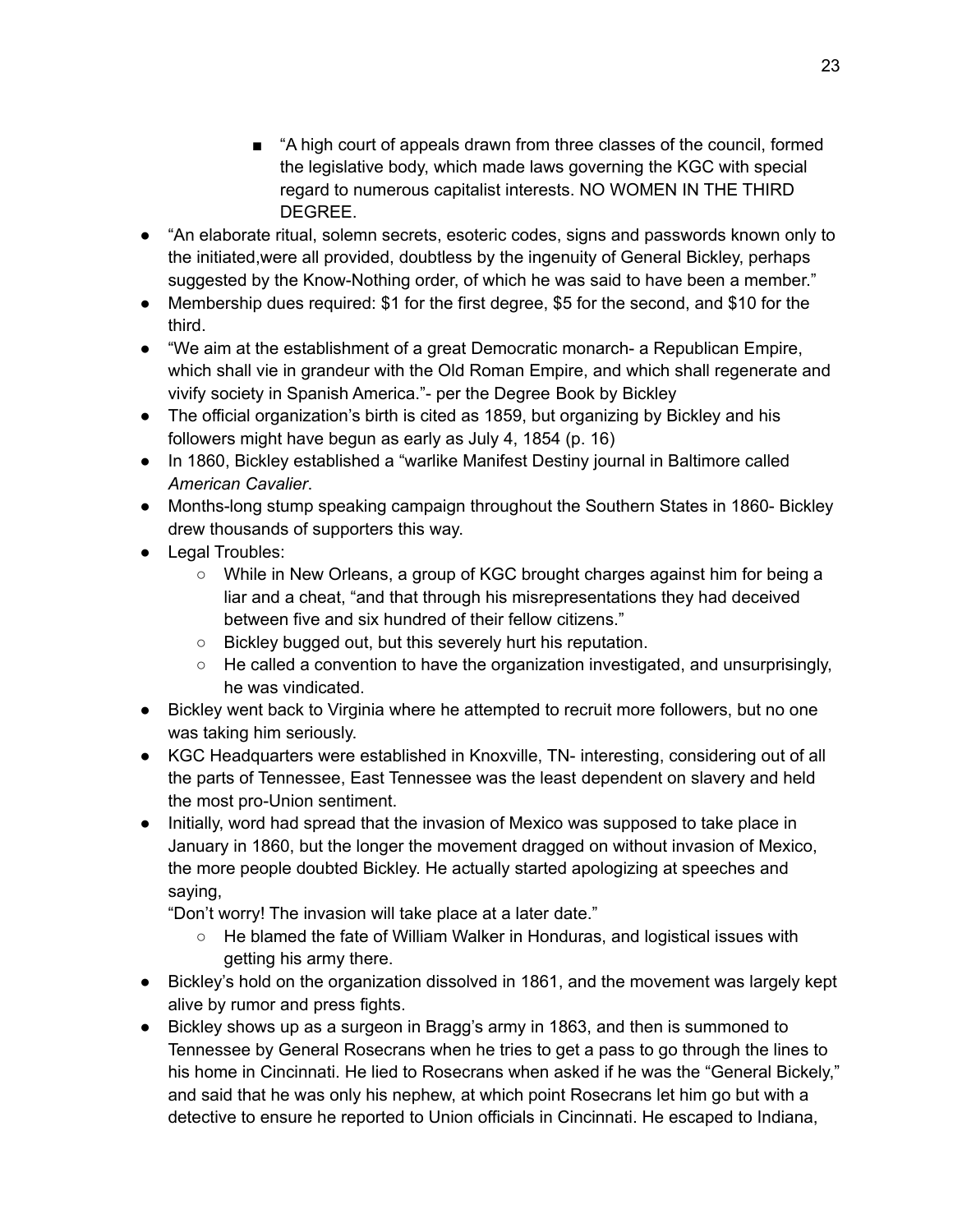- "A high court of appeals drawn from three classes of the council, formed the legislative body, which made laws governing the KGC with special regard to numerous capitalist interests. NO WOMEN IN THE THIRD DEGREE.
- "An elaborate ritual, solemn secrets, esoteric codes, signs and passwords known only to the initiated,were all provided, doubtless by the ingenuity of General Bickley, perhaps suggested by the Know-Nothing order, of which he was said to have been a member."
- Membership dues required: $1 for the first degree, $5 for the second, and $10 for the third.
- "We aim at the establishment of a great Democratic monarch- a Republican Empire, which shall vie in grandeur with the Old Roman Empire, and which shall regenerate and vivify society in Spanish America."- per the Degree Book by Bickley
- The official organization's birth is cited as 1859, but organizing by Bickley and his followers might have begun as early as July 4, 1854 (p. 16)
- In 1860, Bickley established a "warlike Manifest Destiny journal in Baltimore called *American Cavalier*.
- Months-long stump speaking campaign throughout the Southern States in 1860- Bickley drew thousands of supporters this way.
- Legal Troubles:
    - While in New Orleans, a group of KGC brought charges against him for being a liar and a cheat, "and that through his misrepresentations they had deceived between five and six hundred of their fellow citizens."
    - Bickley bugged out, but this severely hurt his reputation.
    - He called a convention to have the organization investigated, and unsurprisingly, he was vindicated.
- Bickley went back to Virginia where he attempted to recruit more followers, but no one was taking him seriously.
- KGC Headquarters were established in Knoxville, TN- interesting, considering out of all the parts of Tennessee, East Tennessee was the least dependent on slavery and held the most pro-Union sentiment.
- Initially, word had spread that the invasion of Mexico was supposed to take place in January in 1860, but the longer the movement dragged on without invasion of Mexico, the more people doubted Bickley. He actually started apologizing at speeches and saying,
  "Don't worry! The invasion will take place at a later date."
    - He blamed the fate of William Walker in Honduras, and logistical issues with getting his army there.
- Bickley's hold on the organization dissolved in 1861, and the movement was largely kept alive by rumor and press fights.
- Bickley shows up as a surgeon in Bragg's army in 1863, and then is summoned to Tennessee by General Rosecrans when he tries to get a pass to go through the lines to his home in Cincinnati. He lied to Rosecrans when asked if he was the "General Bickely," and said that he was only his nephew, at which point Rosecrans let him go but with a detective to ensure he reported to Union officials in Cincinnati. He escaped to Indiana,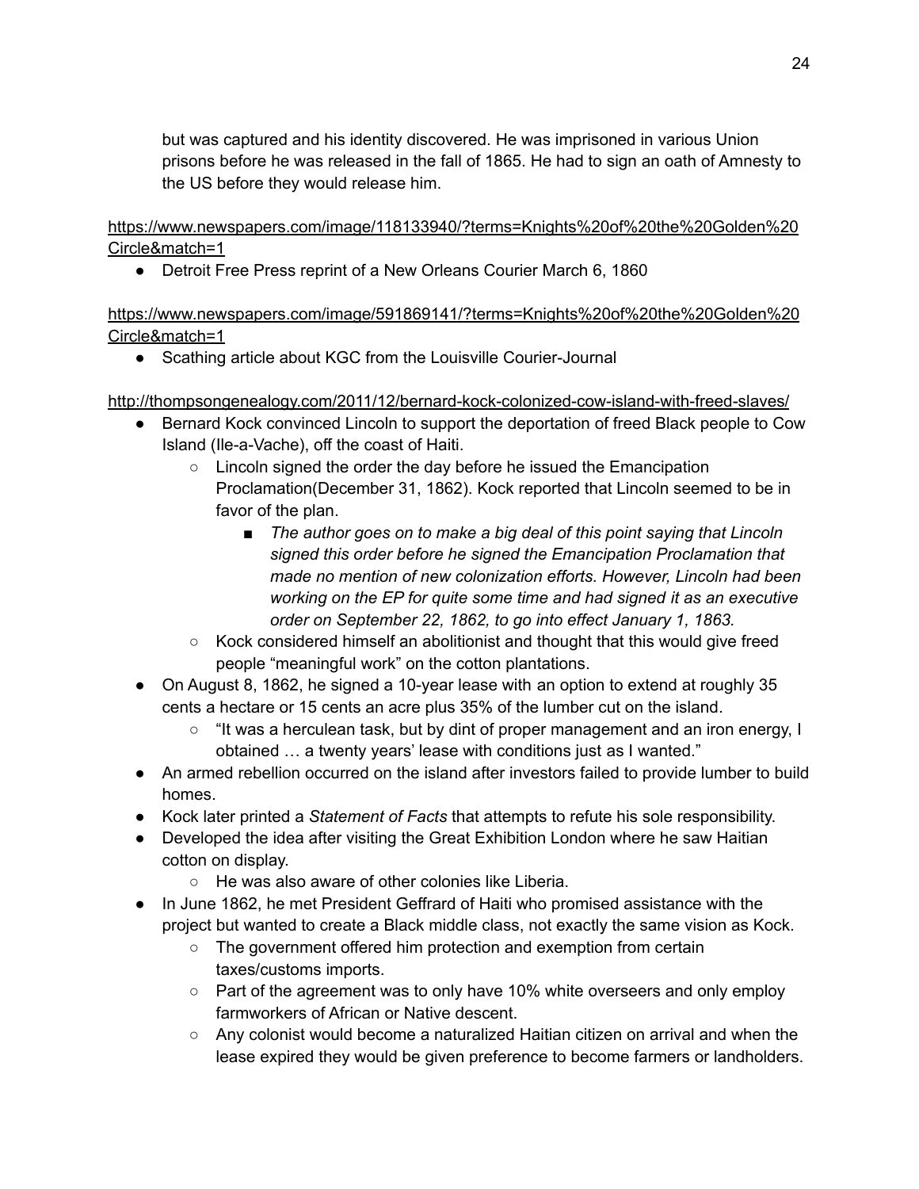but was captured and his identity discovered. He was imprisoned in various Union prisons before he was released in the fall of 1865. He had to sign an oath of Amnesty to the US before they would release him.

https://www.newspapers.com/image/118133940/?terms=Knights%20of%20the%20Golden%20Circle&match=1

- Detroit Free Press reprint of a New Orleans Courier March 6, 1860

https://www.newspapers.com/image/591869141/?terms=Knights%20of%20the%20Golden%20Circle&match=1

- Scathing article about KGC from the Louisville Courier-Journal

http://thompsongenealogy.com/2011/12/bernard-kock-colonized-cow-island-with-freed-slaves/

- Bernard Kock convinced Lincoln to support the deportation of freed Black people to Cow Island (Ile-a-Vache), off the coast of Haiti.
    - Lincoln signed the order the day before he issued the Emancipation Proclamation(December 31, 1862). Kock reported that Lincoln seemed to be in favor of the plan.
        - *The author goes on to make a big deal of this point saying that Lincoln signed this order before he signed the Emancipation Proclamation that made no mention of new colonization efforts. However, Lincoln had been working on the EP for quite some time and had signed it as an executive order on September 22, 1862, to go into effect January 1, 1863.*
    - Kock considered himself an abolitionist and thought that this would give freed people "meaningful work" on the cotton plantations.
- On August 8, 1862, he signed a 10-year lease with an option to extend at roughly 35 cents a hectare or 15 cents an acre plus 35% of the lumber cut on the island.
    - "It was a herculean task, but by dint of proper management and an iron energy, I obtained … a twenty years' lease with conditions just as I wanted."
- An armed rebellion occurred on the island after investors failed to provide lumber to build homes.
- Kock later printed a *Statement of Facts* that attempts to refute his sole responsibility.
- Developed the idea after visiting the Great Exhibition London where he saw Haitian cotton on display.
    - He was also aware of other colonies like Liberia.
- In June 1862, he met President Geffrard of Haiti who promised assistance with the project but wanted to create a Black middle class, not exactly the same vision as Kock.
    - The government offered him protection and exemption from certain taxes/customs imports.
    - Part of the agreement was to only have 10% white overseers and only employ farmworkers of African or Native descent.
    - Any colonist would become a naturalized Haitian citizen on arrival and when the lease expired they would be given preference to become farmers or landholders.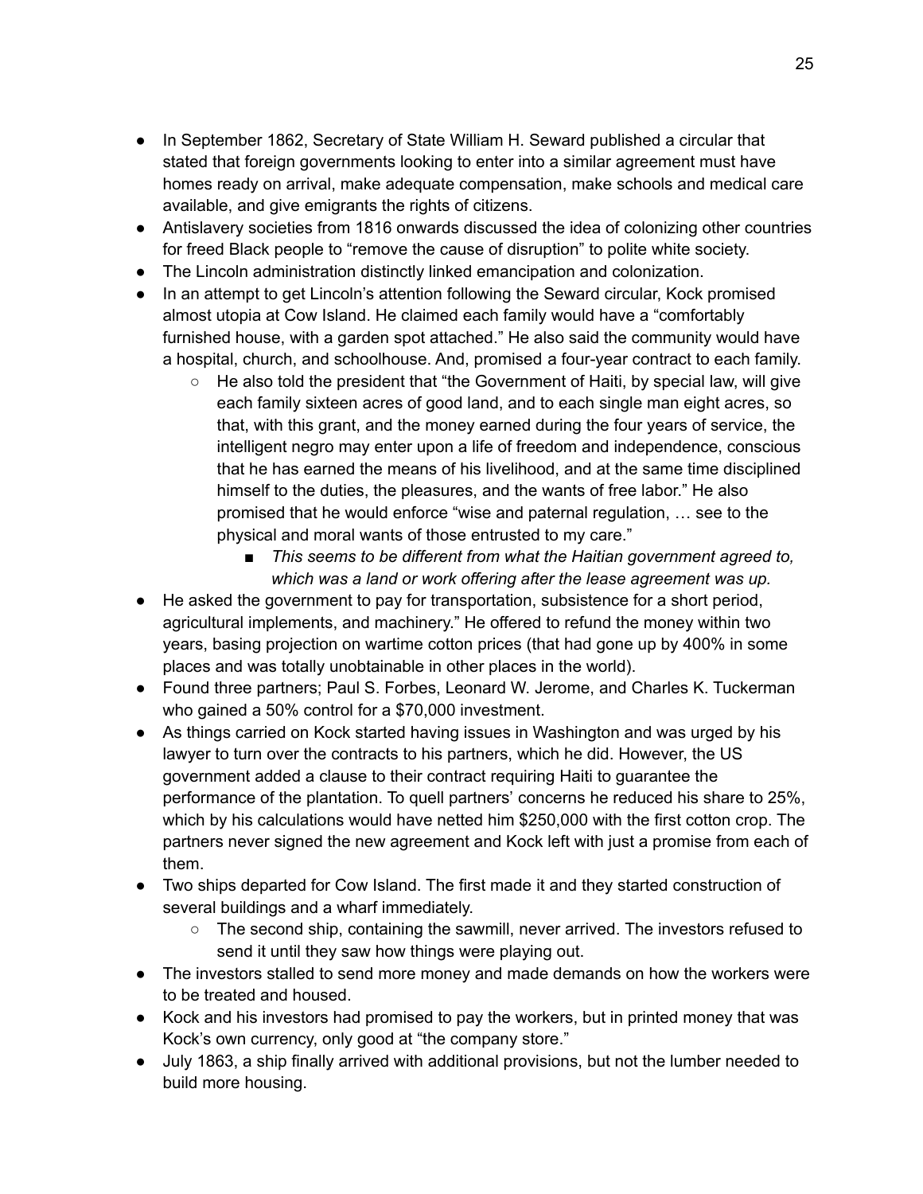- In September 1862, Secretary of State William H. Seward published a circular that stated that foreign governments looking to enter into a similar agreement must have homes ready on arrival, make adequate compensation, make schools and medical care available, and give emigrants the rights of citizens.
- Antislavery societies from 1816 onwards discussed the idea of colonizing other countries for freed Black people to "remove the cause of disruption" to polite white society.
- The Lincoln administration distinctly linked emancipation and colonization.
- In an attempt to get Lincoln's attention following the Seward circular, Kock promised almost utopia at Cow Island. He claimed each family would have a "comfortably furnished house, with a garden spot attached." He also said the community would have a hospital, church, and schoolhouse. And, promised a four-year contract to each family.
    - He also told the president that "the Government of Haiti, by special law, will give each family sixteen acres of good land, and to each single man eight acres, so that, with this grant, and the money earned during the four years of service, the intelligent negro may enter upon a life of freedom and independence, conscious that he has earned the means of his livelihood, and at the same time disciplined himself to the duties, the pleasures, and the wants of free labor." He also promised that he would enforce "wise and paternal regulation, … see to the physical and moral wants of those entrusted to my care."
        - *This seems to be different from what the Haitian government agreed to, which was a land or work offering after the lease agreement was up.*
- He asked the government to pay for transportation, subsistence for a short period, agricultural implements, and machinery." He offered to refund the money within two years, basing projection on wartime cotton prices (that had gone up by 400% in some places and was totally unobtainable in other places in the world).
- Found three partners; Paul S. Forbes, Leonard W. Jerome, and Charles K. Tuckerman who gained a 50% control for a $70,000 investment.
- As things carried on Kock started having issues in Washington and was urged by his lawyer to turn over the contracts to his partners, which he did. However, the US government added a clause to their contract requiring Haiti to guarantee the performance of the plantation. To quell partners' concerns he reduced his share to 25%, which by his calculations would have netted him $250,000 with the first cotton crop. The partners never signed the new agreement and Kock left with just a promise from each of them.
- Two ships departed for Cow Island. The first made it and they started construction of several buildings and a wharf immediately.
    - The second ship, containing the sawmill, never arrived. The investors refused to send it until they saw how things were playing out.
- The investors stalled to send more money and made demands on how the workers were to be treated and housed.
- Kock and his investors had promised to pay the workers, but in printed money that was Kock's own currency, only good at "the company store."
- July 1863, a ship finally arrived with additional provisions, but not the lumber needed to build more housing.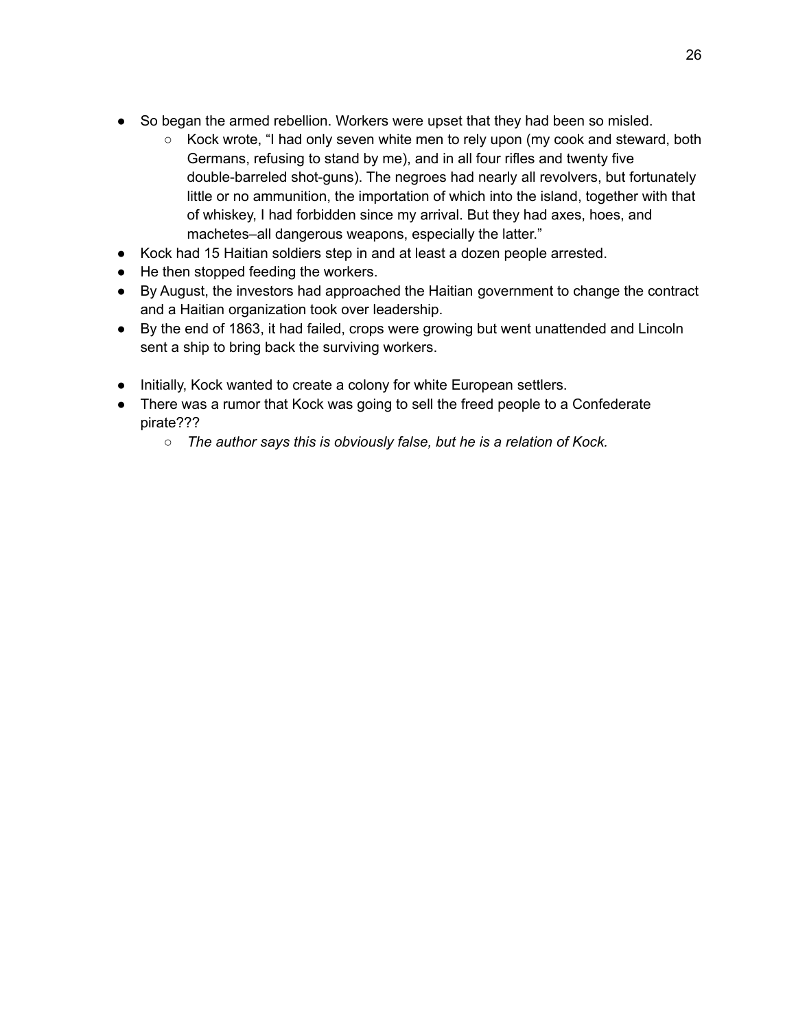- So began the armed rebellion. Workers were upset that they had been so misled.
  - Kock wrote, “I had only seven white men to rely upon (my cook and steward, both Germans, refusing to stand by me), and in all four rifles and twenty five double-barreled shot-guns). The negroes had nearly all revolvers, but fortunately little or no ammunition, the importation of which into the island, together with that of whiskey, I had forbidden since my arrival. But they had axes, hoes, and machetes–all dangerous weapons, especially the latter.”
- Kock had 15 Haitian soldiers step in and at least a dozen people arrested.
- He then stopped feeding the workers.
- By August, the investors had approached the Haitian government to change the contract and a Haitian organization took over leadership.
- By the end of 1863, it had failed, crops were growing but went unattended and Lincoln sent a ship to bring back the surviving workers.

- Initially, Kock wanted to create a colony for white European settlers.
- There was a rumor that Kock was going to sell the freed people to a Confederate pirate???
  - *The author says this is obviously false, but he is a relation of Kock.*